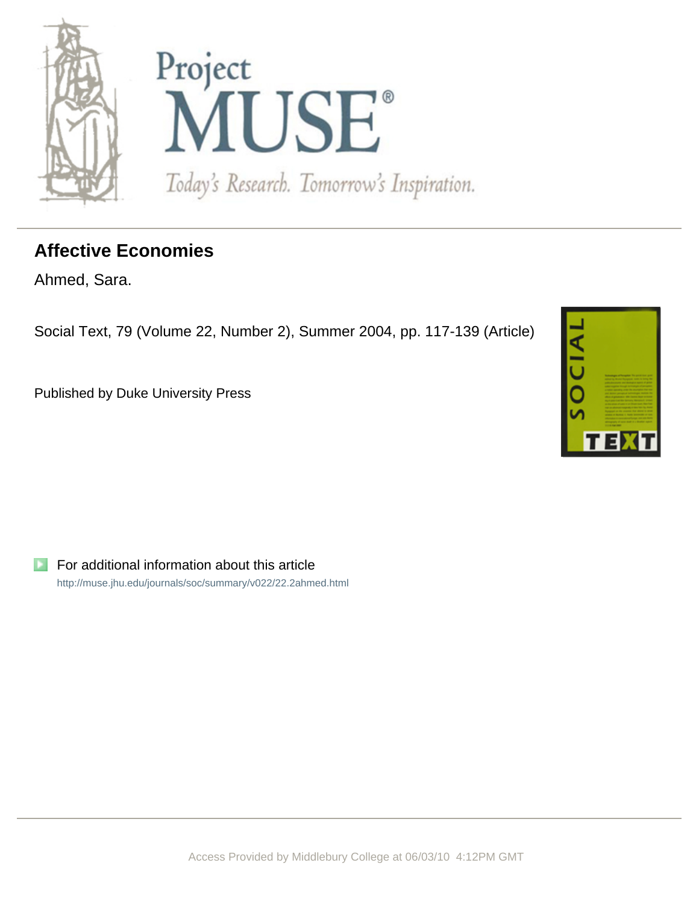# Affective Economies

Ahmed, Sara.

Social Text, 79 (Volume 22, Number 2), Summer 2004, pp. 117-139 (Article)

Published by Duke University Press

For additional information about this article

http://muse.jhu.edu/journals/soc/summary/v022/22.2ahmed.html

Access Provided by Middlebury College at 06/03/10 4:12PM GMT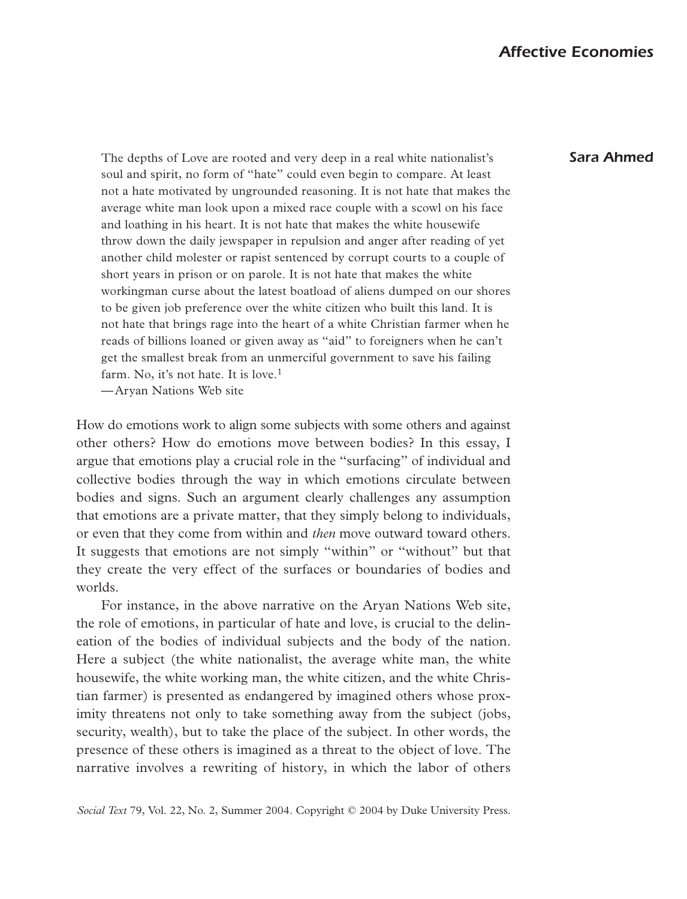# Affective Economies

## Sara Ahmed

> The depths of Love are rooted and very deep in a real white nationalist's soul and spirit, no form of "hate" could even begin to compare. At least not a hate motivated by ungrounded reasoning. It is not hate that makes the average white man look upon a mixed race couple with a scowl on his face and loathing in his heart. It is not hate that makes the white housewife throw down the daily jewspaper in repulsion and anger after reading of yet another child molester or rapist sentenced by corrupt courts to a couple of short years in prison or on parole. It is not hate that makes the white workingman curse about the latest boatload of aliens dumped on our shores to be given job preference over the white citizen who built this land. It is not hate that brings rage into the heart of a white Christian farmer when he reads of billions loaned or given away as "aid" to foreigners when he can't get the smallest break from an unmerciful government to save his failing farm. No, it's not hate. It is love.[1]
>
> —Aryan Nations Web site

How do emotions work to align some subjects with some others and against other others? How do emotions move between bodies? In this essay, I argue that emotions play a crucial role in the "surfacing" of individual and collective bodies through the way in which emotions circulate between bodies and signs. Such an argument clearly challenges any assumption that emotions are a private matter, that they simply belong to individuals, or even that they come from within and *then* move outward toward others. It suggests that emotions are not simply "within" or "without" but that they create the very effect of the surfaces or boundaries of bodies and worlds.

For instance, in the above narrative on the Aryan Nations Web site, the role of emotions, in particular of hate and love, is crucial to the delineation of the bodies of individual subjects and the body of the nation. Here a subject (the white nationalist, the average white man, the white housewife, the white working man, the white citizen, and the white Christian farmer) is presented as endangered by imagined others whose proximity threatens not only to take something away from the subject (jobs, security, wealth), but to take the place of the subject. In other words, the presence of these others is imagined as a threat to the object of love. The narrative involves a rewriting of history, in which the labor of others

*Social Text* 79, Vol. 22, No. 2, Summer 2004. Copyright © 2004 by Duke University Press.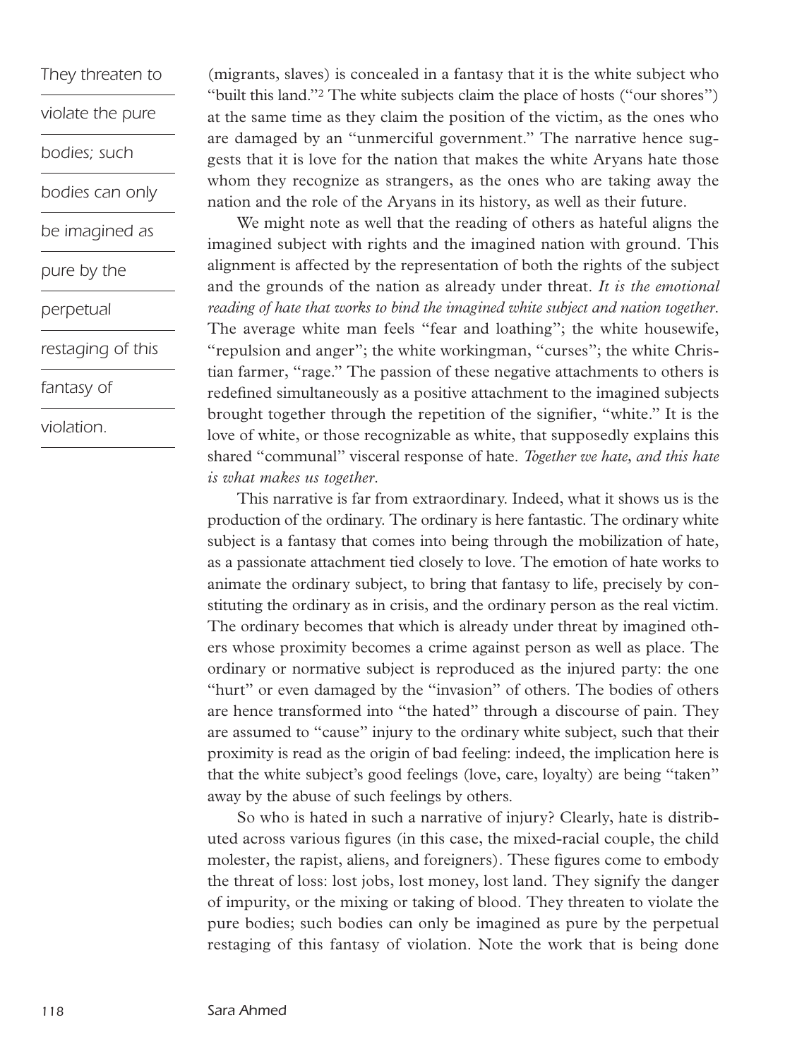(migrants, slaves) is concealed in a fantasy that it is the white subject who "built this land."[2] The white subjects claim the place of hosts ("our shores") at the same time as they claim the position of the victim, as the ones who are damaged by an "unmerciful government." The narrative hence suggests that it is love for the nation that makes the white Aryans hate those whom they recognize as strangers, as the ones who are taking away the nation and the role of the Aryans in its history, as well as their future.

We might note as well that the reading of others as hateful aligns the imagined subject with rights and the imagined nation with ground. This alignment is affected by the representation of both the rights of the subject and the grounds of the nation as already under threat. *It is the emotional reading of hate that works to bind the imagined white subject and nation together.* The average white man feels "fear and loathing"; the white housewife, "repulsion and anger"; the white workingman, "curses"; the white Christian farmer, "rage." The passion of these negative attachments to others is redefined simultaneously as a positive attachment to the imagined subjects brought together through the repetition of the signifier, "white." It is the love of white, or those recognizable as white, that supposedly explains this shared "communal" visceral response of hate. *Together we hate, and this hate is what makes us together.*

This narrative is far from extraordinary. Indeed, what it shows us is the production of the ordinary. The ordinary is here fantastic. The ordinary white subject is a fantasy that comes into being through the mobilization of hate, as a passionate attachment tied closely to love. The emotion of hate works to animate the ordinary subject, to bring that fantasy to life, precisely by constituting the ordinary as in crisis, and the ordinary person as the real victim. The ordinary becomes that which is already under threat by imagined others whose proximity becomes a crime against person as well as place. The ordinary or normative subject is reproduced as the injured party: the one "hurt" or even damaged by the "invasion" of others. The bodies of others are hence transformed into "the hated" through a discourse of pain. They are assumed to "cause" injury to the ordinary white subject, such that their proximity is read as the origin of bad feeling: indeed, the implication here is that the white subject's good feelings (love, care, loyalty) are being "taken" away by the abuse of such feelings by others.

So who is hated in such a narrative of injury? Clearly, hate is distributed across various figures (in this case, the mixed-racial couple, the child molester, the rapist, aliens, and foreigners). These figures come to embody the threat of loss: lost jobs, lost money, lost land. They signify the danger of impurity, or the mixing or taking of blood. They threaten to violate the pure bodies; such bodies can only be imagined as pure by the perpetual restaging of this fantasy of violation. Note the work that is being done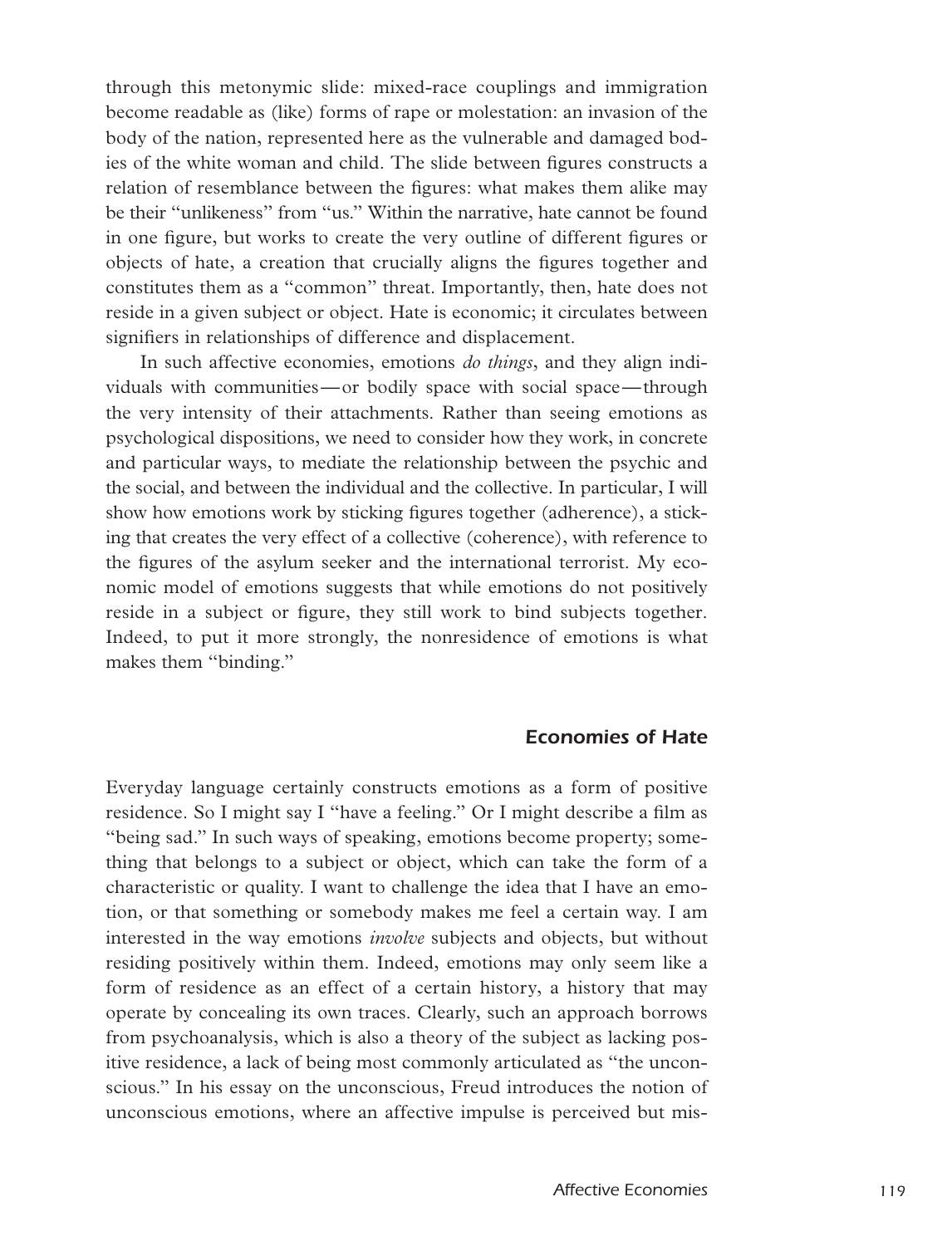through this metonymic slide: mixed-race couplings and immigration become readable as (like) forms of rape or molestation: an invasion of the body of the nation, represented here as the vulnerable and damaged bodies of the white woman and child. The slide between figures constructs a relation of resemblance between the figures: what makes them alike may be their "unlikeness" from "us." Within the narrative, hate cannot be found in one figure, but works to create the very outline of different figures or objects of hate, a creation that crucially aligns the figures together and constitutes them as a "common" threat. Importantly, then, hate does not reside in a given subject or object. Hate is economic; it circulates between signifiers in relationships of difference and displacement.

In such affective economies, emotions *do things*, and they align individuals with communities—or bodily space with social space—through the very intensity of their attachments. Rather than seeing emotions as psychological dispositions, we need to consider how they work, in concrete and particular ways, to mediate the relationship between the psychic and the social, and between the individual and the collective. In particular, I will show how emotions work by sticking figures together (adherence), a sticking that creates the very effect of a collective (coherence), with reference to the figures of the asylum seeker and the international terrorist. My economic model of emotions suggests that while emotions do not positively reside in a subject or figure, they still work to bind subjects together. Indeed, to put it more strongly, the nonresidence of emotions is what makes them "binding."

## Economies of Hate

Everyday language certainly constructs emotions as a form of positive residence. So I might say I "have a feeling." Or I might describe a film as "being sad." In such ways of speaking, emotions become property; something that belongs to a subject or object, which can take the form of a characteristic or quality. I want to challenge the idea that I have an emotion, or that something or somebody makes me feel a certain way. I am interested in the way emotions *involve* subjects and objects, but without residing positively within them. Indeed, emotions may only seem like a form of residence as an effect of a certain history, a history that may operate by concealing its own traces. Clearly, such an approach borrows from psychoanalysis, which is also a theory of the subject as lacking positive residence, a lack of being most commonly articulated as "the unconscious." In his essay on the unconscious, Freud introduces the notion of unconscious emotions, where an affective impulse is perceived but mis-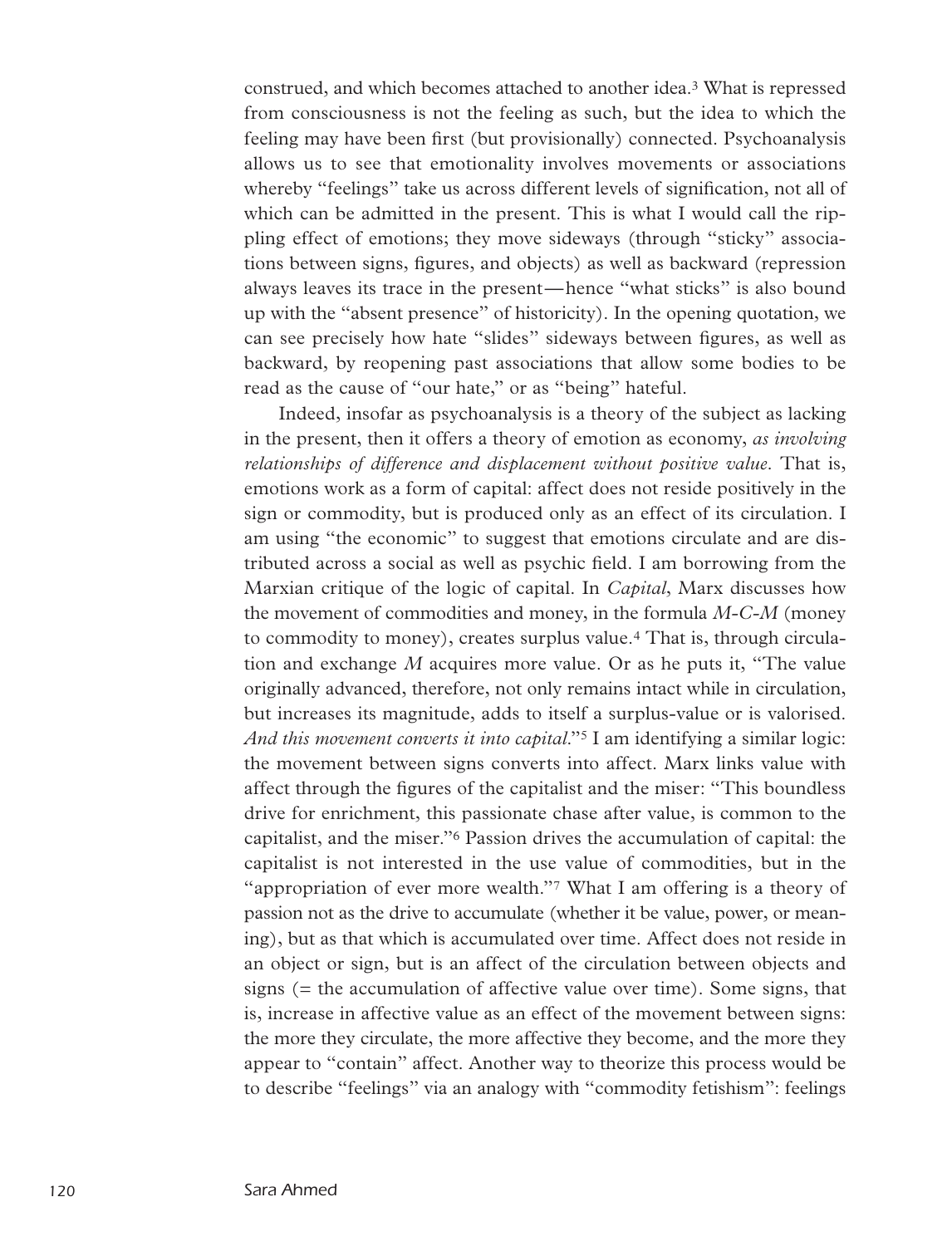construed, and which becomes attached to another idea.[3] What is repressed from consciousness is not the feeling as such, but the idea to which the feeling may have been first (but provisionally) connected. Psychoanalysis allows us to see that emotionality involves movements or associations whereby "feelings" take us across different levels of signification, not all of which can be admitted in the present. This is what I would call the rippling effect of emotions; they move sideways (through "sticky" associations between signs, figures, and objects) as well as backward (repression always leaves its trace in the present—hence "what sticks" is also bound up with the "absent presence" of historicity). In the opening quotation, we can see precisely how hate "slides" sideways between figures, as well as backward, by reopening past associations that allow some bodies to be read as the cause of "our hate," or as "being" hateful.

Indeed, insofar as psychoanalysis is a theory of the subject as lacking in the present, then it offers a theory of emotion as economy, *as involving relationships of difference and displacement without positive value*. That is, emotions work as a form of capital: affect does not reside positively in the sign or commodity, but is produced only as an effect of its circulation. I am using "the economic" to suggest that emotions circulate and are distributed across a social as well as psychic field. I am borrowing from the Marxian critique of the logic of capital. In *Capital*, Marx discusses how the movement of commodities and money, in the formula *M-C-M* (money to commodity to money), creates surplus value.[4] That is, through circulation and exchange *M* acquires more value. Or as he puts it, "The value originally advanced, therefore, not only remains intact while in circulation, but increases its magnitude, adds to itself a surplus-value or is valorised. *And this movement converts it into capital*."[5] I am identifying a similar logic: the movement between signs converts into affect. Marx links value with affect through the figures of the capitalist and the miser: "This boundless drive for enrichment, this passionate chase after value, is common to the capitalist, and the miser."[6] Passion drives the accumulation of capital: the capitalist is not interested in the use value of commodities, but in the "appropriation of ever more wealth."[7] What I am offering is a theory of passion not as the drive to accumulate (whether it be value, power, or meaning), but as that which is accumulated over time. Affect does not reside in an object or sign, but is an affect of the circulation between objects and signs (= the accumulation of affective value over time). Some signs, that is, increase in affective value as an effect of the movement between signs: the more they circulate, the more affective they become, and the more they appear to "contain" affect. Another way to theorize this process would be to describe "feelings" via an analogy with "commodity fetishism": feelings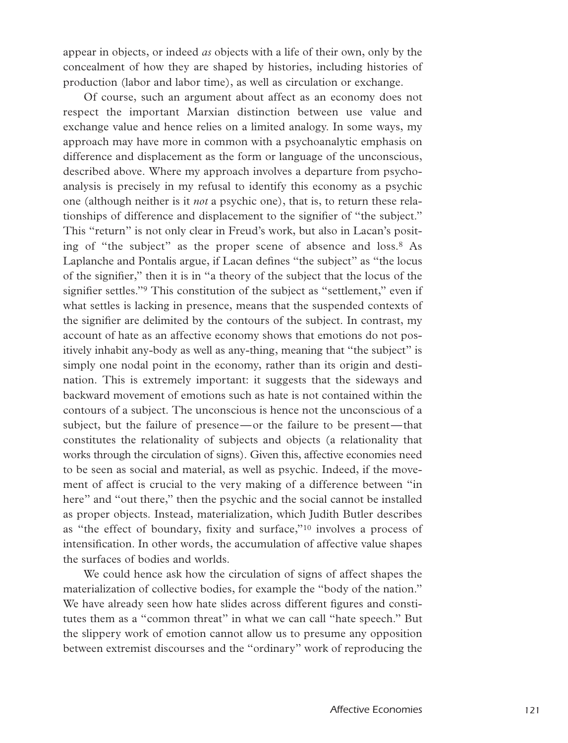appear in objects, or indeed *as* objects with a life of their own, only by the concealment of how they are shaped by histories, including histories of production (labor and labor time), as well as circulation or exchange.

Of course, such an argument about affect as an economy does not respect the important Marxian distinction between use value and exchange value and hence relies on a limited analogy. In some ways, my approach may have more in common with a psychoanalytic emphasis on difference and displacement as the form or language of the unconscious, described above. Where my approach involves a departure from psychoanalysis is precisely in my refusal to identify this economy as a psychic one (although neither is it *not* a psychic one), that is, to return these relationships of difference and displacement to the signifier of "the subject." This "return" is not only clear in Freud's work, but also in Lacan's positing of "the subject" as the proper scene of absence and loss.[8] As Laplanche and Pontalis argue, if Lacan defines "the subject" as "the locus of the signifier," then it is in "a theory of the subject that the locus of the signifier settles."[9] This constitution of the subject as "settlement," even if what settles is lacking in presence, means that the suspended contexts of the signifier are delimited by the contours of the subject. In contrast, my account of hate as an affective economy shows that emotions do not positively inhabit any-body as well as any-thing, meaning that "the subject" is simply one nodal point in the economy, rather than its origin and destination. This is extremely important: it suggests that the sideways and backward movement of emotions such as hate is not contained within the contours of a subject. The unconscious is hence not the unconscious of a subject, but the failure of presence—or the failure to be present—that constitutes the relationality of subjects and objects (a relationality that works through the circulation of signs). Given this, affective economies need to be seen as social and material, as well as psychic. Indeed, if the movement of affect is crucial to the very making of a difference between "in here" and "out there," then the psychic and the social cannot be installed as proper objects. Instead, materialization, which Judith Butler describes as "the effect of boundary, fixity and surface,"[10] involves a process of intensification. In other words, the accumulation of affective value shapes the surfaces of bodies and worlds.

We could hence ask how the circulation of signs of affect shapes the materialization of collective bodies, for example the "body of the nation." We have already seen how hate slides across different figures and constitutes them as a "common threat" in what we can call "hate speech." But the slippery work of emotion cannot allow us to presume any opposition between extremist discourses and the "ordinary" work of reproducing the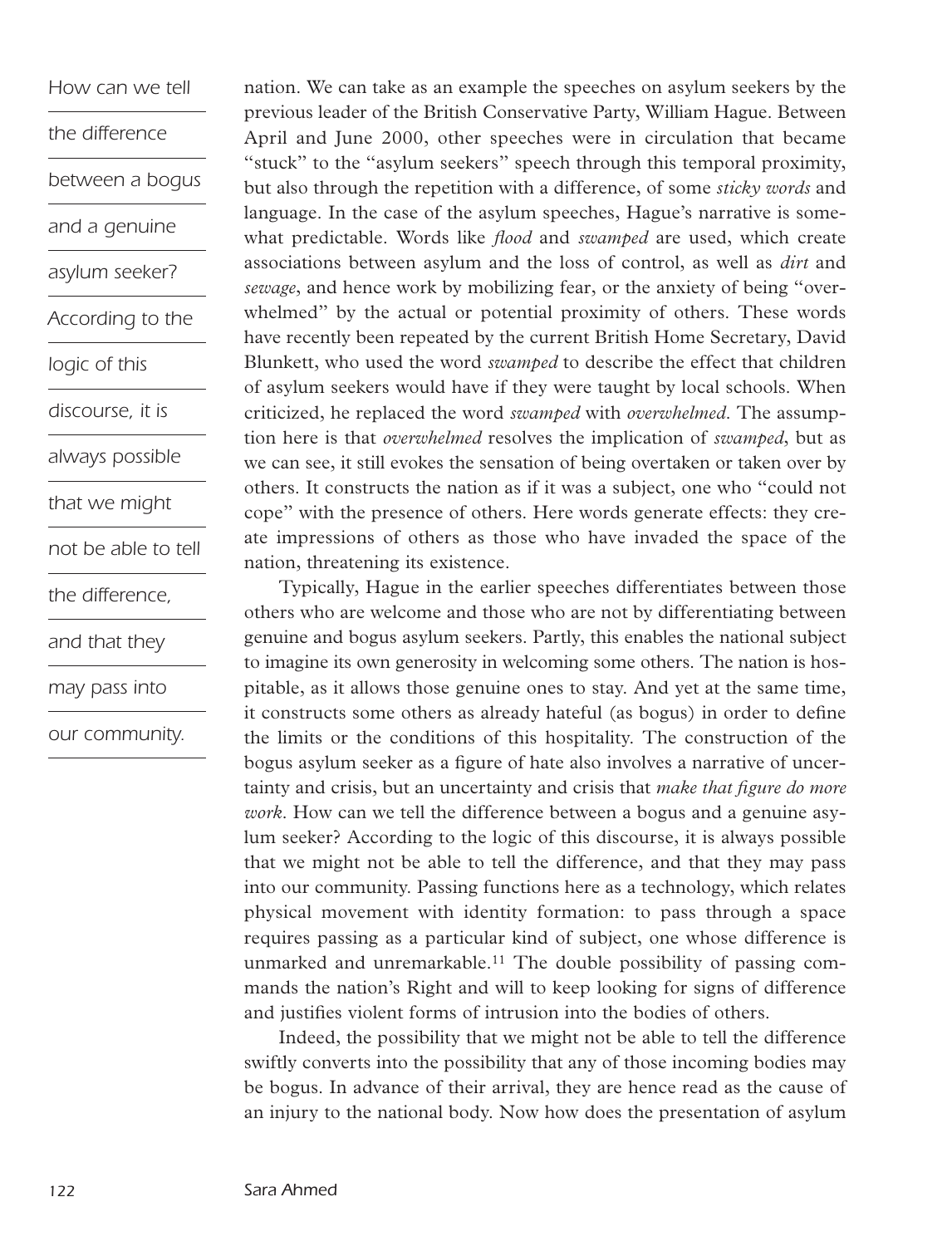> How can we tell the difference between a bogus and a genuine asylum seeker? According to the logic of this discourse, it is always possible that we might not be able to tell the difference, and that they may pass into our community.

nation. We can take as an example the speeches on asylum seekers by the previous leader of the British Conservative Party, William Hague. Between April and June 2000, other speeches were in circulation that became "stuck" to the "asylum seekers" speech through this temporal proximity, but also through the repetition with a difference, of some *sticky words* and language. In the case of the asylum speeches, Hague's narrative is somewhat predictable. Words like *flood* and *swamped* are used, which create associations between asylum and the loss of control, as well as *dirt* and *sewage*, and hence work by mobilizing fear, or the anxiety of being "overwhelmed" by the actual or potential proximity of others. These words have recently been repeated by the current British Home Secretary, David Blunkett, who used the word *swamped* to describe the effect that children of asylum seekers would have if they were taught by local schools. When criticized, he replaced the word *swamped* with *overwhelmed*. The assumption here is that *overwhelmed* resolves the implication of *swamped*, but as we can see, it still evokes the sensation of being overtaken or taken over by others. It constructs the nation as if it was a subject, one who "could not cope" with the presence of others. Here words generate effects: they create impressions of others as those who have invaded the space of the nation, threatening its existence.

Typically, Hague in the earlier speeches differentiates between those others who are welcome and those who are not by differentiating between genuine and bogus asylum seekers. Partly, this enables the national subject to imagine its own generosity in welcoming some others. The nation is hospitable, as it allows those genuine ones to stay. And yet at the same time, it constructs some others as already hateful (as bogus) in order to define the limits or the conditions of this hospitality. The construction of the bogus asylum seeker as a figure of hate also involves a narrative of uncertainty and crisis, but an uncertainty and crisis that *make that figure do more work*. How can we tell the difference between a bogus and a genuine asylum seeker? According to the logic of this discourse, it is always possible that we might not be able to tell the difference, and that they may pass into our community. Passing functions here as a technology, which relates physical movement with identity formation: to pass through a space requires passing as a particular kind of subject, one whose difference is unmarked and unremarkable.[11] The double possibility of passing commands the nation's Right and will to keep looking for signs of difference and justifies violent forms of intrusion into the bodies of others.

Indeed, the possibility that we might not be able to tell the difference swiftly converts into the possibility that any of those incoming bodies may be bogus. In advance of their arrival, they are hence read as the cause of an injury to the national body. Now how does the presentation of asylum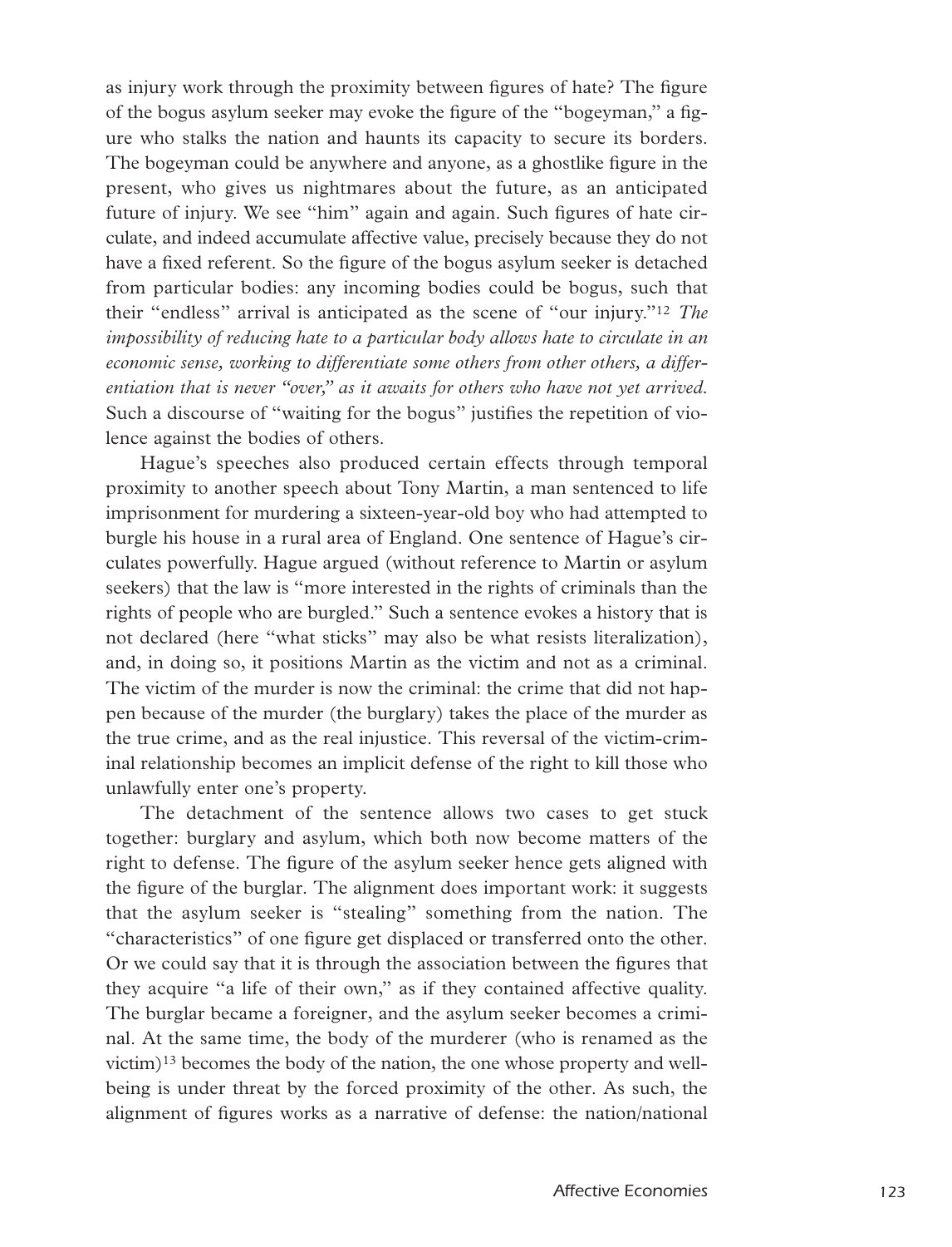as injury work through the proximity between figures of hate? The figure of the bogus asylum seeker may evoke the figure of the "bogeyman," a figure who stalks the nation and haunts its capacity to secure its borders. The bogeyman could be anywhere and anyone, as a ghostlike figure in the present, who gives us nightmares about the future, as an anticipated future of injury. We see "him" again and again. Such figures of hate circulate, and indeed accumulate affective value, precisely because they do not have a fixed referent. So the figure of the bogus asylum seeker is detached from particular bodies: any incoming bodies could be bogus, such that their "endless" arrival is anticipated as the scene of "our injury."[12] *The impossibility of reducing hate to a particular body allows hate to circulate in an economic sense, working to differentiate some others from other others, a differentiation that is never "over," as it awaits for others who have not yet arrived.* Such a discourse of "waiting for the bogus" justifies the repetition of violence against the bodies of others.

Hague's speeches also produced certain effects through temporal proximity to another speech about Tony Martin, a man sentenced to life imprisonment for murdering a sixteen-year-old boy who had attempted to burgle his house in a rural area of England. One sentence of Hague's circulates powerfully. Hague argued (without reference to Martin or asylum seekers) that the law is "more interested in the rights of criminals than the rights of people who are burgled." Such a sentence evokes a history that is not declared (here "what sticks" may also be what resists literalization), and, in doing so, it positions Martin as the victim and not as a criminal. The victim of the murder is now the criminal: the crime that did not happen because of the murder (the burglary) takes the place of the murder as the true crime, and as the real injustice. This reversal of the victim-criminal relationship becomes an implicit defense of the right to kill those who unlawfully enter one's property.

The detachment of the sentence allows two cases to get stuck together: burglary and asylum, which both now become matters of the right to defense. The figure of the asylum seeker hence gets aligned with the figure of the burglar. The alignment does important work: it suggests that the asylum seeker is "stealing" something from the nation. The "characteristics" of one figure get displaced or transferred onto the other. Or we could say that it is through the association between the figures that they acquire "a life of their own," as if they contained affective quality. The burglar became a foreigner, and the asylum seeker becomes a criminal. At the same time, the body of the murderer (who is renamed as the victim)[13] becomes the body of the nation, the one whose property and well-being is under threat by the forced proximity of the other. As such, the alignment of figures works as a narrative of defense: the nation/national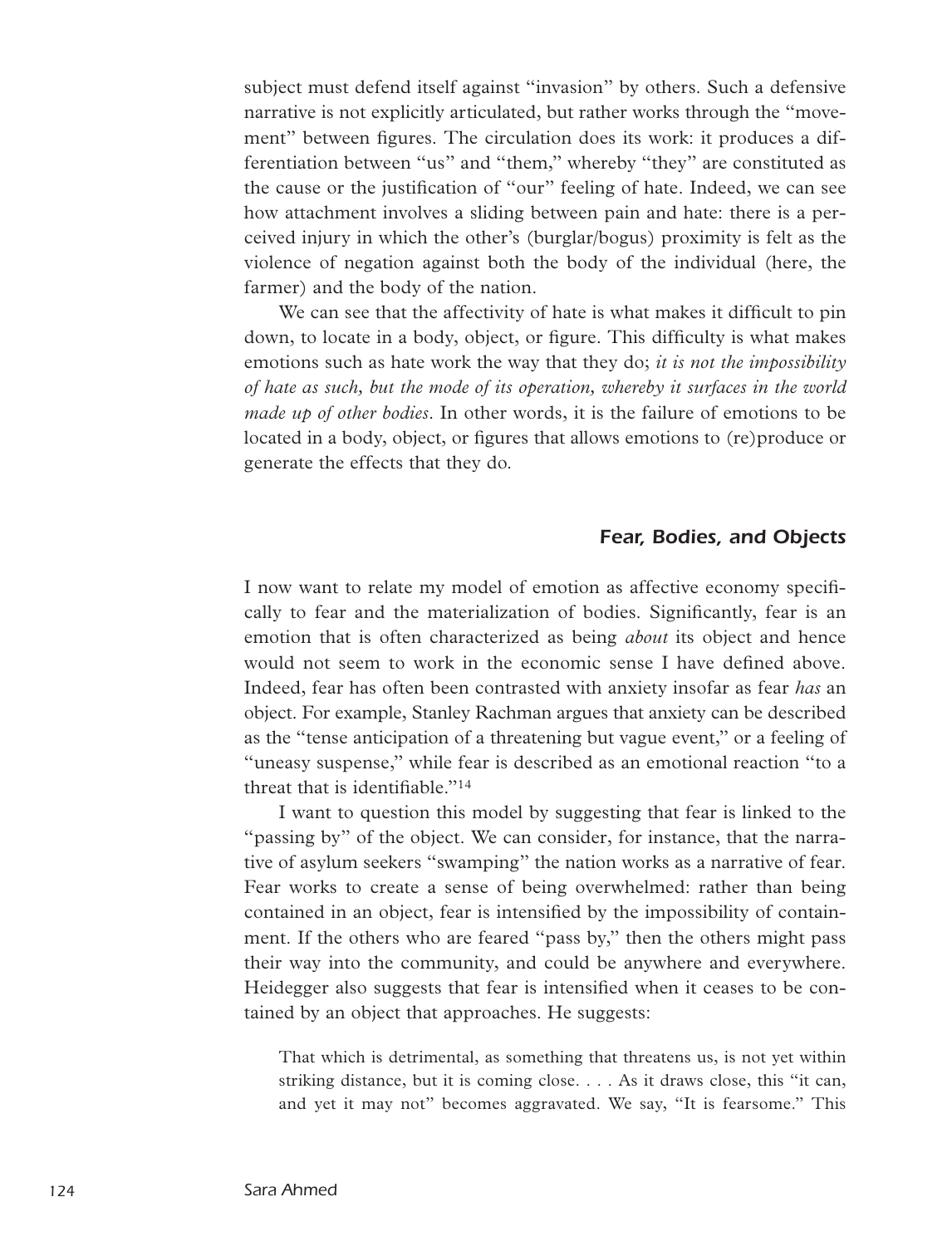subject must defend itself against "invasion" by others. Such a defensive narrative is not explicitly articulated, but rather works through the "movement" between figures. The circulation does its work: it produces a differentiation between "us" and "them," whereby "they" are constituted as the cause or the justification of "our" feeling of hate. Indeed, we can see how attachment involves a sliding between pain and hate: there is a perceived injury in which the other's (burglar/bogus) proximity is felt as the violence of negation against both the body of the individual (here, the farmer) and the body of the nation.

We can see that the affectivity of hate is what makes it difficult to pin down, to locate in a body, object, or figure. This difficulty is what makes emotions such as hate work the way that they do; *it is not the impossibility of hate as such, but the mode of its operation, whereby it surfaces in the world made up of other bodies*. In other words, it is the failure of emotions to be located in a body, object, or figures that allows emotions to (re)produce or generate the effects that they do.

## Fear, Bodies, and Objects

I now want to relate my model of emotion as affective economy specifically to fear and the materialization of bodies. Significantly, fear is an emotion that is often characterized as being *about* its object and hence would not seem to work in the economic sense I have defined above. Indeed, fear has often been contrasted with anxiety insofar as fear *has* an object. For example, Stanley Rachman argues that anxiety can be described as the "tense anticipation of a threatening but vague event," or a feeling of "uneasy suspense," while fear is described as an emotional reaction "to a threat that is identifiable."[14]

I want to question this model by suggesting that fear is linked to the "passing by" of the object. We can consider, for instance, that the narrative of asylum seekers "swamping" the nation works as a narrative of fear. Fear works to create a sense of being overwhelmed: rather than being contained in an object, fear is intensified by the impossibility of containment. If the others who are feared "pass by," then the others might pass their way into the community, and could be anywhere and everywhere. Heidegger also suggests that fear is intensified when it ceases to be contained by an object that approaches. He suggests:

> That which is detrimental, as something that threatens us, is not yet within striking distance, but it is coming close. . . . As it draws close, this "it can, and yet it may not" becomes aggravated. We say, "It is fearsome." This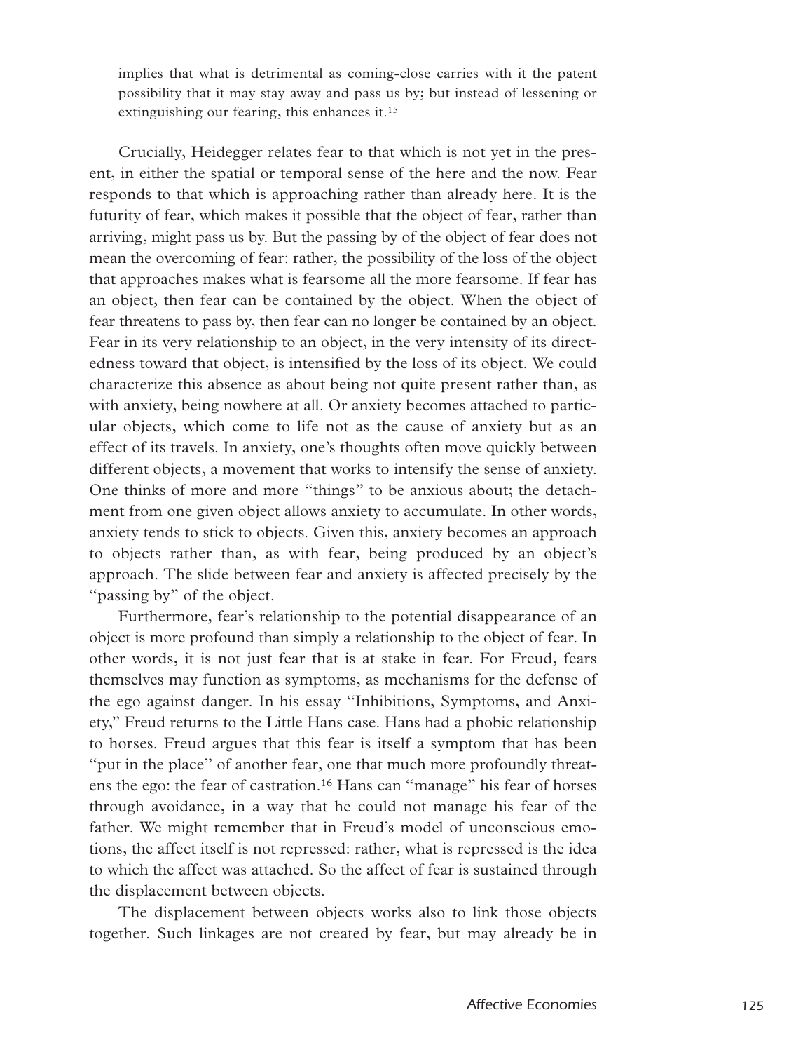implies that what is detrimental as coming-close carries with it the patent possibility that it may stay away and pass us by; but instead of lessening or extinguishing our fearing, this enhances it.[15]

Crucially, Heidegger relates fear to that which is not yet in the present, in either the spatial or temporal sense of the here and the now. Fear responds to that which is approaching rather than already here. It is the futurity of fear, which makes it possible that the object of fear, rather than arriving, might pass us by. But the passing by of the object of fear does not mean the overcoming of fear: rather, the possibility of the loss of the object that approaches makes what is fearsome all the more fearsome. If fear has an object, then fear can be contained by the object. When the object of fear threatens to pass by, then fear can no longer be contained by an object. Fear in its very relationship to an object, in the very intensity of its directedness toward that object, is intensified by the loss of its object. We could characterize this absence as about being not quite present rather than, as with anxiety, being nowhere at all. Or anxiety becomes attached to particular objects, which come to life not as the cause of anxiety but as an effect of its travels. In anxiety, one's thoughts often move quickly between different objects, a movement that works to intensify the sense of anxiety. One thinks of more and more "things" to be anxious about; the detachment from one given object allows anxiety to accumulate. In other words, anxiety tends to stick to objects. Given this, anxiety becomes an approach to objects rather than, as with fear, being produced by an object's approach. The slide between fear and anxiety is affected precisely by the "passing by" of the object.

Furthermore, fear's relationship to the potential disappearance of an object is more profound than simply a relationship to the object of fear. In other words, it is not just fear that is at stake in fear. For Freud, fears themselves may function as symptoms, as mechanisms for the defense of the ego against danger. In his essay "Inhibitions, Symptoms, and Anxiety," Freud returns to the Little Hans case. Hans had a phobic relationship to horses. Freud argues that this fear is itself a symptom that has been "put in the place" of another fear, one that much more profoundly threatens the ego: the fear of castration.[16] Hans can "manage" his fear of horses through avoidance, in a way that he could not manage his fear of the father. We might remember that in Freud's model of unconscious emotions, the affect itself is not repressed: rather, what is repressed is the idea to which the affect was attached. So the affect of fear is sustained through the displacement between objects.

The displacement between objects works also to link those objects together. Such linkages are not created by fear, but may already be in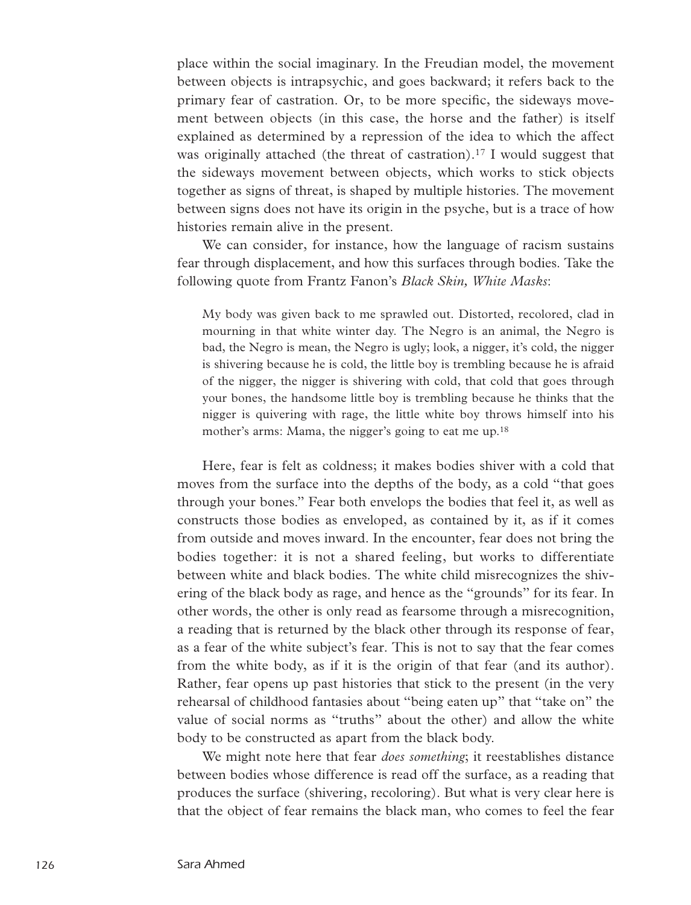place within the social imaginary. In the Freudian model, the movement between objects is intrapsychic, and goes backward; it refers back to the primary fear of castration. Or, to be more specific, the sideways movement between objects (in this case, the horse and the father) is itself explained as determined by a repression of the idea to which the affect was originally attached (the threat of castration).[17] I would suggest that the sideways movement between objects, which works to stick objects together as signs of threat, is shaped by multiple histories. The movement between signs does not have its origin in the psyche, but is a trace of how histories remain alive in the present.

We can consider, for instance, how the language of racism sustains fear through displacement, and how this surfaces through bodies. Take the following quote from Frantz Fanon's *Black Skin, White Masks*:

> My body was given back to me sprawled out. Distorted, recolored, clad in mourning in that white winter day. The Negro is an animal, the Negro is bad, the Negro is mean, the Negro is ugly; look, a nigger, it's cold, the nigger is shivering because he is cold, the little boy is trembling because he is afraid of the nigger, the nigger is shivering with cold, that cold that goes through your bones, the handsome little boy is trembling because he thinks that the nigger is quivering with rage, the little white boy throws himself into his mother's arms: Mama, the nigger's going to eat me up.[18]

Here, fear is felt as coldness; it makes bodies shiver with a cold that moves from the surface into the depths of the body, as a cold "that goes through your bones." Fear both envelops the bodies that feel it, as well as constructs those bodies as enveloped, as contained by it, as if it comes from outside and moves inward. In the encounter, fear does not bring the bodies together: it is not a shared feeling, but works to differentiate between white and black bodies. The white child misrecognizes the shivering of the black body as rage, and hence as the "grounds" for its fear. In other words, the other is only read as fearsome through a misrecognition, a reading that is returned by the black other through its response of fear, as a fear of the white subject's fear. This is not to say that the fear comes from the white body, as if it is the origin of that fear (and its author). Rather, fear opens up past histories that stick to the present (in the very rehearsal of childhood fantasies about "being eaten up" that "take on" the value of social norms as "truths" about the other) and allow the white body to be constructed as apart from the black body.

We might note here that fear *does something*; it reestablishes distance between bodies whose difference is read off the surface, as a reading that produces the surface (shivering, recoloring). But what is very clear here is that the object of fear remains the black man, who comes to feel the fear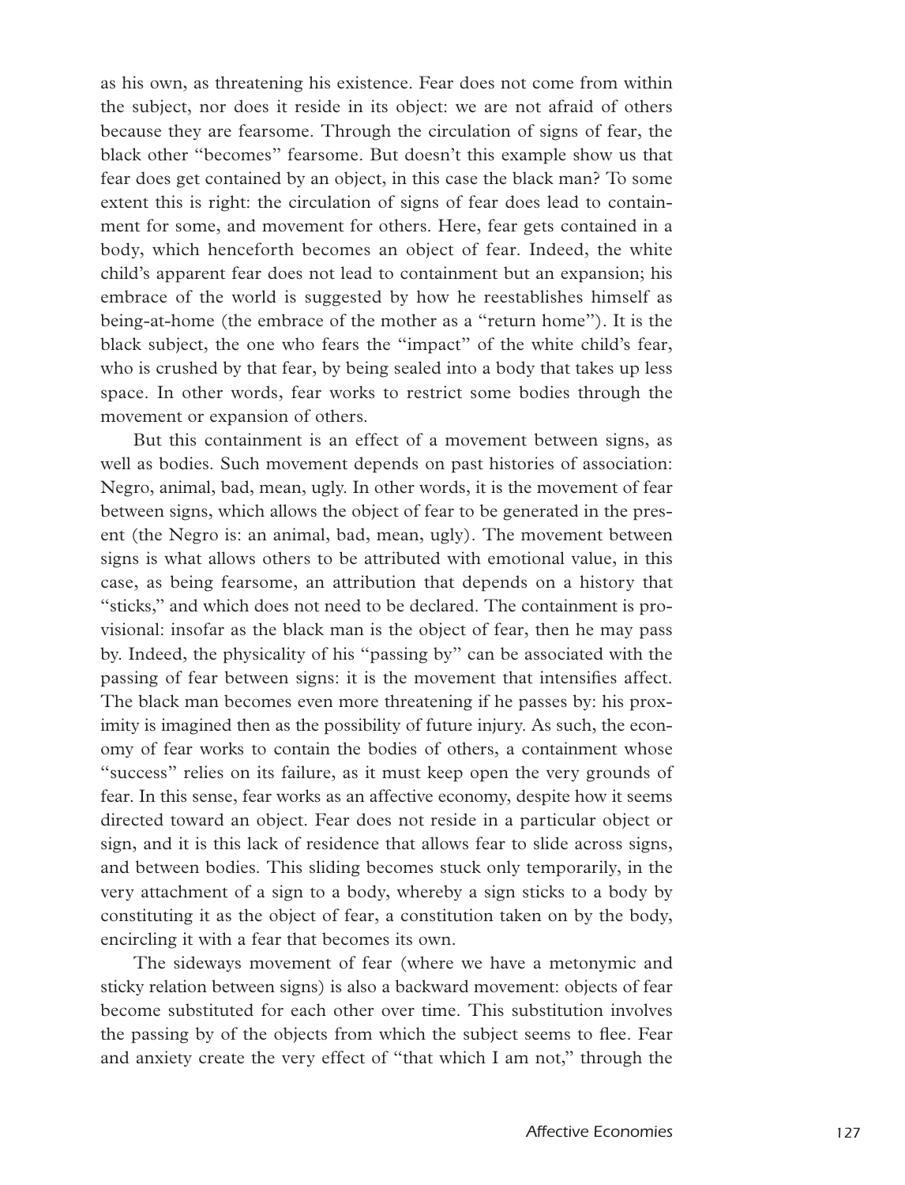as his own, as threatening his existence. Fear does not come from within the subject, nor does it reside in its object: we are not afraid of others because they are fearsome. Through the circulation of signs of fear, the black other "becomes" fearsome. But doesn't this example show us that fear does get contained by an object, in this case the black man? To some extent this is right: the circulation of signs of fear does lead to containment for some, and movement for others. Here, fear gets contained in a body, which henceforth becomes an object of fear. Indeed, the white child's apparent fear does not lead to containment but an expansion; his embrace of the world is suggested by how he reestablishes himself as being-at-home (the embrace of the mother as a "return home"). It is the black subject, the one who fears the "impact" of the white child's fear, who is crushed by that fear, by being sealed into a body that takes up less space. In other words, fear works to restrict some bodies through the movement or expansion of others.

But this containment is an effect of a movement between signs, as well as bodies. Such movement depends on past histories of association: Negro, animal, bad, mean, ugly. In other words, it is the movement of fear between signs, which allows the object of fear to be generated in the present (the Negro is: an animal, bad, mean, ugly). The movement between signs is what allows others to be attributed with emotional value, in this case, as being fearsome, an attribution that depends on a history that "sticks," and which does not need to be declared. The containment is provisional: insofar as the black man is the object of fear, then he may pass by. Indeed, the physicality of his "passing by" can be associated with the passing of fear between signs: it is the movement that intensifies affect. The black man becomes even more threatening if he passes by: his proximity is imagined then as the possibility of future injury. As such, the economy of fear works to contain the bodies of others, a containment whose "success" relies on its failure, as it must keep open the very grounds of fear. In this sense, fear works as an affective economy, despite how it seems directed toward an object. Fear does not reside in a particular object or sign, and it is this lack of residence that allows fear to slide across signs, and between bodies. This sliding becomes stuck only temporarily, in the very attachment of a sign to a body, whereby a sign sticks to a body by constituting it as the object of fear, a constitution taken on by the body, encircling it with a fear that becomes its own.

The sideways movement of fear (where we have a metonymic and sticky relation between signs) is also a backward movement: objects of fear become substituted for each other over time. This substitution involves the passing by of the objects from which the subject seems to flee. Fear and anxiety create the very effect of "that which I am not," through the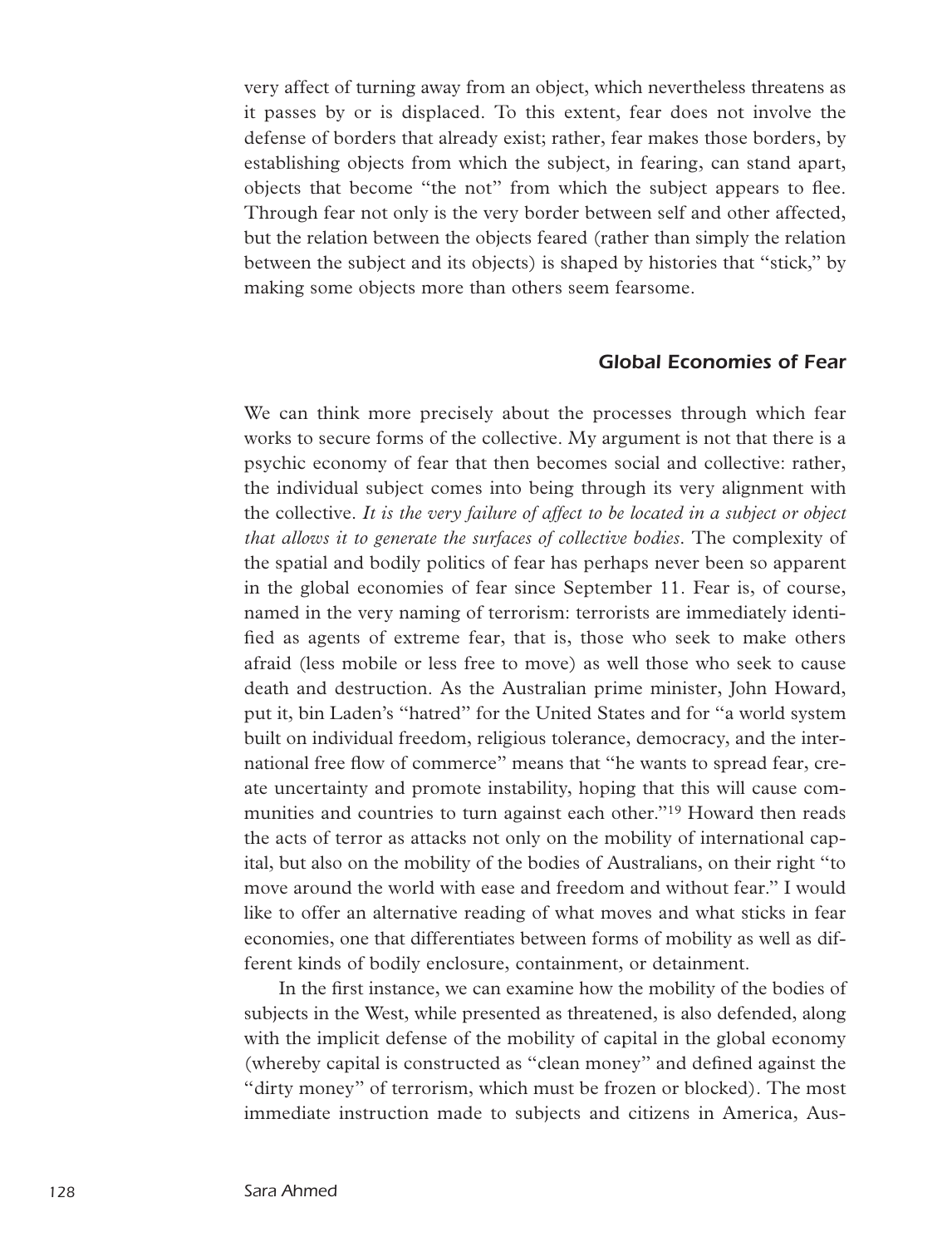very affect of turning away from an object, which nevertheless threatens as it passes by or is displaced. To this extent, fear does not involve the defense of borders that already exist; rather, fear makes those borders, by establishing objects from which the subject, in fearing, can stand apart, objects that become "the not" from which the subject appears to flee. Through fear not only is the very border between self and other affected, but the relation between the objects feared (rather than simply the relation between the subject and its objects) is shaped by histories that "stick," by making some objects more than others seem fearsome.

## *Global Economies of Fear*

We can think more precisely about the processes through which fear works to secure forms of the collective. My argument is not that there is a psychic economy of fear that then becomes social and collective: rather, the individual subject comes into being through its very alignment with the collective. *It is the very failure of affect to be located in a subject or object that allows it to generate the surfaces of collective bodies.* The complexity of the spatial and bodily politics of fear has perhaps never been so apparent in the global economies of fear since September 11. Fear is, of course, named in the very naming of terrorism: terrorists are immediately identified as agents of extreme fear, that is, those who seek to make others afraid (less mobile or less free to move) as well those who seek to cause death and destruction. As the Australian prime minister, John Howard, put it, bin Laden's "hatred" for the United States and for "a world system built on individual freedom, religious tolerance, democracy, and the international free flow of commerce" means that "he wants to spread fear, create uncertainty and promote instability, hoping that this will cause communities and countries to turn against each other."[19] Howard then reads the acts of terror as attacks not only on the mobility of international capital, but also on the mobility of the bodies of Australians, on their right "to move around the world with ease and freedom and without fear." I would like to offer an alternative reading of what moves and what sticks in fear economies, one that differentiates between forms of mobility as well as different kinds of bodily enclosure, containment, or detainment.

In the first instance, we can examine how the mobility of the bodies of subjects in the West, while presented as threatened, is also defended, along with the implicit defense of the mobility of capital in the global economy (whereby capital is constructed as "clean money" and defined against the "dirty money" of terrorism, which must be frozen or blocked). The most immediate instruction made to subjects and citizens in America, Aus-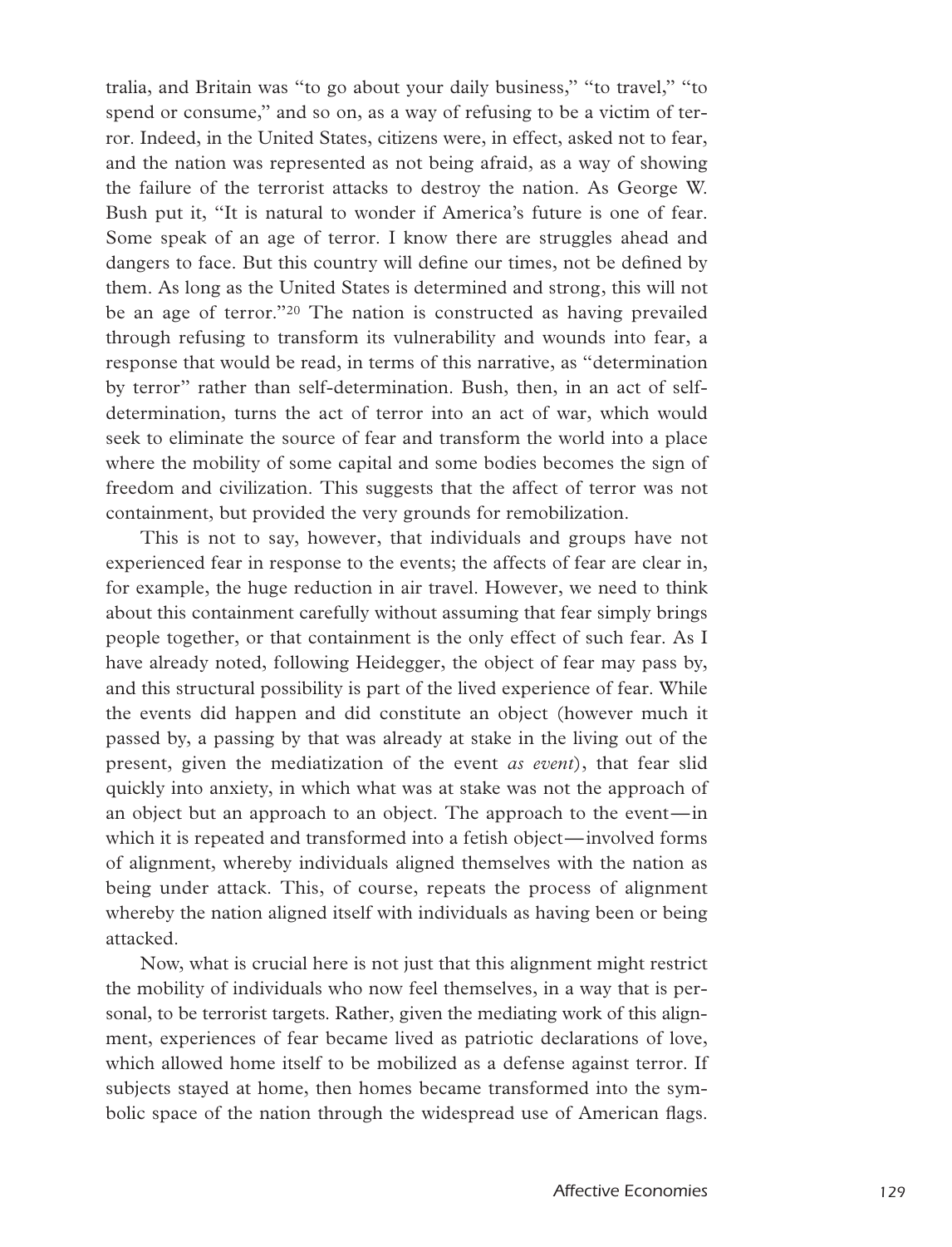tralia, and Britain was "to go about your daily business," "to travel," "to spend or consume," and so on, as a way of refusing to be a victim of terror. Indeed, in the United States, citizens were, in effect, asked not to fear, and the nation was represented as not being afraid, as a way of showing the failure of the terrorist attacks to destroy the nation. As George W. Bush put it, "It is natural to wonder if America's future is one of fear. Some speak of an age of terror. I know there are struggles ahead and dangers to face. But this country will define our times, not be defined by them. As long as the United States is determined and strong, this will not be an age of terror."[20] The nation is constructed as having prevailed through refusing to transform its vulnerability and wounds into fear, a response that would be read, in terms of this narrative, as "determination by terror" rather than self-determination. Bush, then, in an act of self-determination, turns the act of terror into an act of war, which would seek to eliminate the source of fear and transform the world into a place where the mobility of some capital and some bodies becomes the sign of freedom and civilization. This suggests that the affect of terror was not containment, but provided the very grounds for remobilization.

This is not to say, however, that individuals and groups have not experienced fear in response to the events; the affects of fear are clear in, for example, the huge reduction in air travel. However, we need to think about this containment carefully without assuming that fear simply brings people together, or that containment is the only effect of such fear. As I have already noted, following Heidegger, the object of fear may pass by, and this structural possibility is part of the lived experience of fear. While the events did happen and did constitute an object (however much it passed by, a passing by that was already at stake in the living out of the present, given the mediatization of the event *as event*), that fear slid quickly into anxiety, in which what was at stake was not the approach of an object but an approach to an object. The approach to the event—in which it is repeated and transformed into a fetish object—involved forms of alignment, whereby individuals aligned themselves with the nation as being under attack. This, of course, repeats the process of alignment whereby the nation aligned itself with individuals as having been or being attacked.

Now, what is crucial here is not just that this alignment might restrict the mobility of individuals who now feel themselves, in a way that is personal, to be terrorist targets. Rather, given the mediating work of this alignment, experiences of fear became lived as patriotic declarations of love, which allowed home itself to be mobilized as a defense against terror. If subjects stayed at home, then homes became transformed into the symbolic space of the nation through the widespread use of American flags.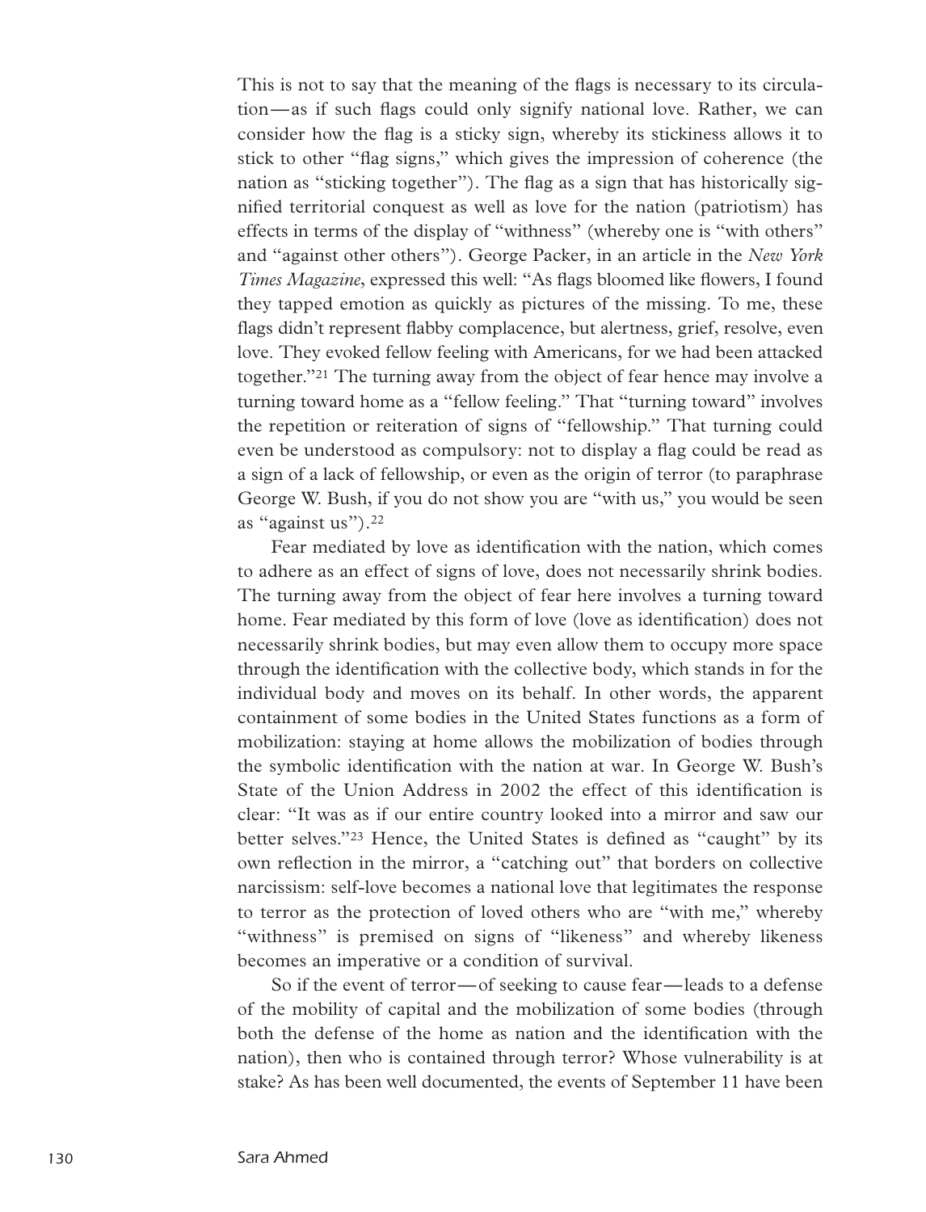This is not to say that the meaning of the flags is necessary to its circulation—as if such flags could only signify national love. Rather, we can consider how the flag is a sticky sign, whereby its stickiness allows it to stick to other "flag signs," which gives the impression of coherence (the nation as "sticking together"). The flag as a sign that has historically signified territorial conquest as well as love for the nation (patriotism) has effects in terms of the display of "withness" (whereby one is "with others" and "against other others"). George Packer, in an article in the *New York Times Magazine*, expressed this well: "As flags bloomed like flowers, I found they tapped emotion as quickly as pictures of the missing. To me, these flags didn't represent flabby complacence, but alertness, grief, resolve, even love. They evoked fellow feeling with Americans, for we had been attacked together."[21] The turning away from the object of fear hence may involve a turning toward home as a "fellow feeling." That "turning toward" involves the repetition or reiteration of signs of "fellowship." That turning could even be understood as compulsory: not to display a flag could be read as a sign of a lack of fellowship, or even as the origin of terror (to paraphrase George W. Bush, if you do not show you are "with us," you would be seen as "against us").[22]

Fear mediated by love as identification with the nation, which comes to adhere as an effect of signs of love, does not necessarily shrink bodies. The turning away from the object of fear here involves a turning toward home. Fear mediated by this form of love (love as identification) does not necessarily shrink bodies, but may even allow them to occupy more space through the identification with the collective body, which stands in for the individual body and moves on its behalf. In other words, the apparent containment of some bodies in the United States functions as a form of mobilization: staying at home allows the mobilization of bodies through the symbolic identification with the nation at war. In George W. Bush's State of the Union Address in 2002 the effect of this identification is clear: "It was as if our entire country looked into a mirror and saw our better selves."[23] Hence, the United States is defined as "caught" by its own reflection in the mirror, a "catching out" that borders on collective narcissism: self-love becomes a national love that legitimates the response to terror as the protection of loved others who are "with me," whereby "withness" is premised on signs of "likeness" and whereby likeness becomes an imperative or a condition of survival.

So if the event of terror—of seeking to cause fear—leads to a defense of the mobility of capital and the mobilization of some bodies (through both the defense of the home as nation and the identification with the nation), then who is contained through terror? Whose vulnerability is at stake? As has been well documented, the events of September 11 have been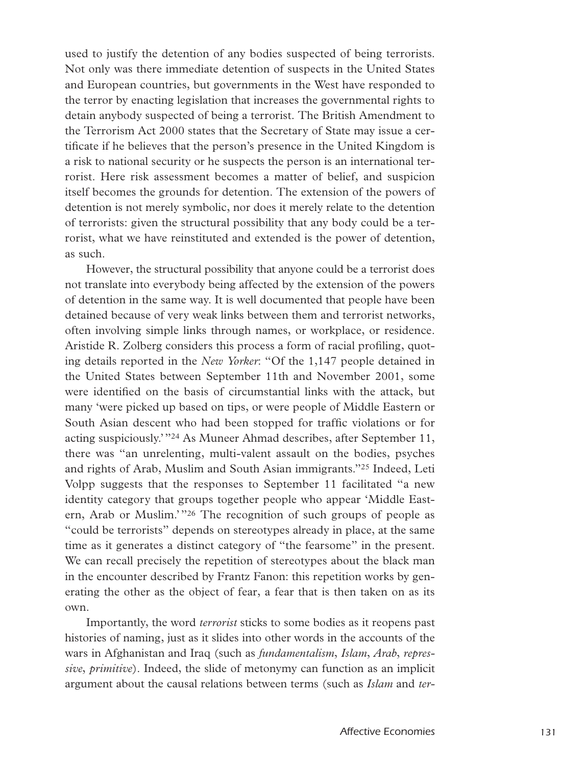used to justify the detention of any bodies suspected of being terrorists. Not only was there immediate detention of suspects in the United States and European countries, but governments in the West have responded to the terror by enacting legislation that increases the governmental rights to detain anybody suspected of being a terrorist. The British Amendment to the Terrorism Act 2000 states that the Secretary of State may issue a certificate if he believes that the person's presence in the United Kingdom is a risk to national security or he suspects the person is an international terrorist. Here risk assessment becomes a matter of belief, and suspicion itself becomes the grounds for detention. The extension of the powers of detention is not merely symbolic, nor does it merely relate to the detention of terrorists: given the structural possibility that any body could be a terrorist, what we have reinstituted and extended is the power of detention, as such.

However, the structural possibility that anyone could be a terrorist does not translate into everybody being affected by the extension of the powers of detention in the same way. It is well documented that people have been detained because of very weak links between them and terrorist networks, often involving simple links through names, or workplace, or residence. Aristide R. Zolberg considers this process a form of racial profiling, quoting details reported in the *New Yorker*: "Of the 1,147 people detained in the United States between September 11th and November 2001, some were identified on the basis of circumstantial links with the attack, but many 'were picked up based on tips, or were people of Middle Eastern or South Asian descent who had been stopped for traffic violations or for acting suspiciously.'"[24] As Muneer Ahmad describes, after September 11, there was "an unrelenting, multi-valent assault on the bodies, psyches and rights of Arab, Muslim and South Asian immigrants."[25] Indeed, Leti Volpp suggests that the responses to September 11 facilitated "a new identity category that groups together people who appear 'Middle Eastern, Arab or Muslim.'"[26] The recognition of such groups of people as "could be terrorists" depends on stereotypes already in place, at the same time as it generates a distinct category of "the fearsome" in the present. We can recall precisely the repetition of stereotypes about the black man in the encounter described by Frantz Fanon: this repetition works by generating the other as the object of fear, a fear that is then taken on as its own.

Importantly, the word *terrorist* sticks to some bodies as it reopens past histories of naming, just as it slides into other words in the accounts of the wars in Afghanistan and Iraq (such as *fundamentalism*, *Islam*, *Arab*, *repressive*, *primitive*). Indeed, the slide of metonymy can function as an implicit argument about the causal relations between terms (such as *Islam* and *ter-*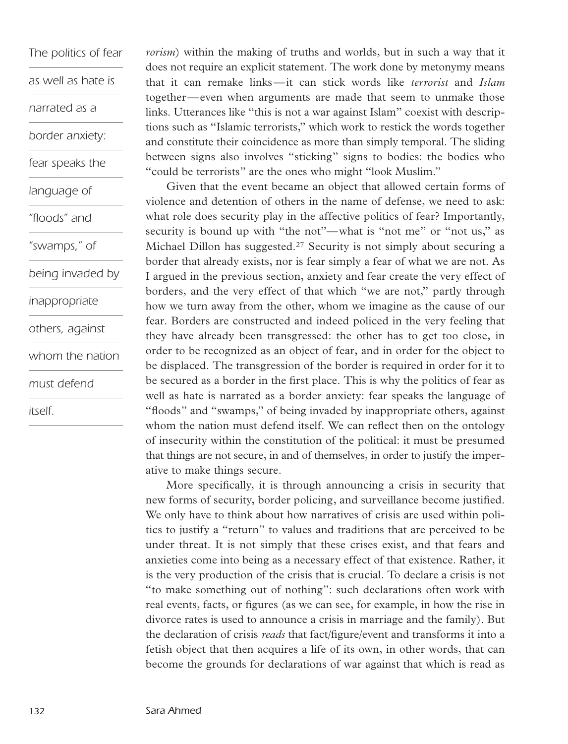*rorism*) within the making of truths and worlds, but in such a way that it does not require an explicit statement. The work done by metonymy means that it can remake links—it can stick words like *terrorist* and *Islam* together—even when arguments are made that seem to unmake those links. Utterances like "this is not a war against Islam" coexist with descriptions such as "Islamic terrorists," which work to restick the words together and constitute their coincidence as more than simply temporal. The sliding between signs also involves "sticking" signs to bodies: the bodies who "could be terrorists" are the ones who might "look Muslim."

> *The politics of fear as well as hate is narrated as a border anxiety: fear speaks the language of "floods" and "swamps," of being invaded by inappropriate others, against whom the nation must defend itself.*

Given that the event became an object that allowed certain forms of violence and detention of others in the name of defense, we need to ask: what role does security play in the affective politics of fear? Importantly, security is bound up with "the not"—what is "not me" or "not us," as Michael Dillon has suggested.[27] Security is not simply about securing a border that already exists, nor is fear simply a fear of what we are not. As I argued in the previous section, anxiety and fear create the very effect of borders, and the very effect of that which "we are not," partly through how we turn away from the other, whom we imagine as the cause of our fear. Borders are constructed and indeed policed in the very feeling that they have already been transgressed: the other has to get too close, in order to be recognized as an object of fear, and in order for the object to be displaced. The transgression of the border is required in order for it to be secured as a border in the first place. This is why the politics of fear as well as hate is narrated as a border anxiety: fear speaks the language of "floods" and "swamps," of being invaded by inappropriate others, against whom the nation must defend itself. We can reflect then on the ontology of insecurity within the constitution of the political: it must be presumed that things are not secure, in and of themselves, in order to justify the imperative to make things secure.

More specifically, it is through announcing a crisis in security that new forms of security, border policing, and surveillance become justified. We only have to think about how narratives of crisis are used within politics to justify a "return" to values and traditions that are perceived to be under threat. It is not simply that these crises exist, and that fears and anxieties come into being as a necessary effect of that existence. Rather, it is the very production of the crisis that is crucial. To declare a crisis is not "to make something out of nothing": such declarations often work with real events, facts, or figures (as we can see, for example, in how the rise in divorce rates is used to announce a crisis in marriage and the family). But the declaration of crisis *reads* that fact/figure/event and transforms it into a fetish object that then acquires a life of its own, in other words, that can become the grounds for declarations of war against that which is read as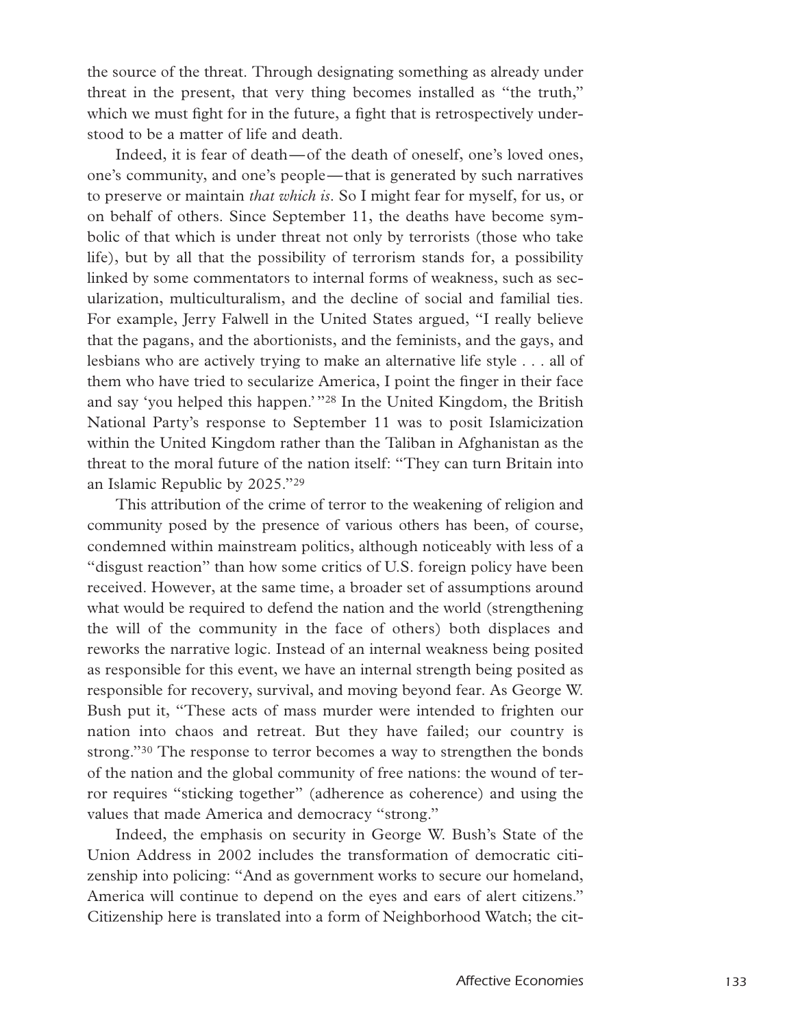the source of the threat. Through designating something as already under threat in the present, that very thing becomes installed as "the truth," which we must fight for in the future, a fight that is retrospectively understood to be a matter of life and death.

Indeed, it is fear of death—of the death of oneself, one's loved ones, one's community, and one's people—that is generated by such narratives to preserve or maintain *that which is*. So I might fear for myself, for us, or on behalf of others. Since September 11, the deaths have become symbolic of that which is under threat not only by terrorists (those who take life), but by all that the possibility of terrorism stands for, a possibility linked by some commentators to internal forms of weakness, such as secularization, multiculturalism, and the decline of social and familial ties. For example, Jerry Falwell in the United States argued, "I really believe that the pagans, and the abortionists, and the feminists, and the gays, and lesbians who are actively trying to make an alternative life style . . . all of them who have tried to secularize America, I point the finger in their face and say 'you helped this happen.'"[28] In the United Kingdom, the British National Party's response to September 11 was to posit Islamicization within the United Kingdom rather than the Taliban in Afghanistan as the threat to the moral future of the nation itself: "They can turn Britain into an Islamic Republic by 2025."[29]

This attribution of the crime of terror to the weakening of religion and community posed by the presence of various others has been, of course, condemned within mainstream politics, although noticeably with less of a "disgust reaction" than how some critics of U.S. foreign policy have been received. However, at the same time, a broader set of assumptions around what would be required to defend the nation and the world (strengthening the will of the community in the face of others) both displaces and reworks the narrative logic. Instead of an internal weakness being posited as responsible for this event, we have an internal strength being posited as responsible for recovery, survival, and moving beyond fear. As George W. Bush put it, "These acts of mass murder were intended to frighten our nation into chaos and retreat. But they have failed; our country is strong."[30] The response to terror becomes a way to strengthen the bonds of the nation and the global community of free nations: the wound of terror requires "sticking together" (adherence as coherence) and using the values that made America and democracy "strong."

Indeed, the emphasis on security in George W. Bush's State of the Union Address in 2002 includes the transformation of democratic citizenship into policing: "And as government works to secure our homeland, America will continue to depend on the eyes and ears of alert citizens." Citizenship here is translated into a form of Neighborhood Watch; the cit-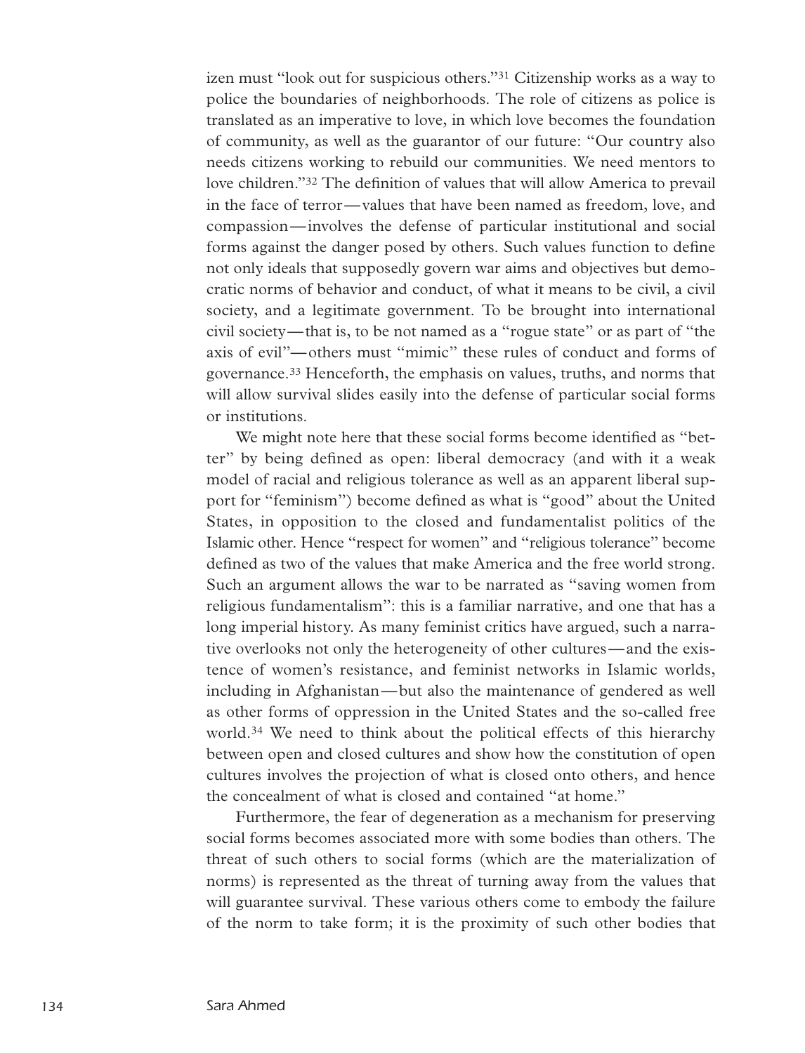izen must "look out for suspicious others."[31] Citizenship works as a way to police the boundaries of neighborhoods. The role of citizens as police is translated as an imperative to love, in which love becomes the foundation of community, as well as the guarantor of our future: "Our country also needs citizens working to rebuild our communities. We need mentors to love children."[32] The definition of values that will allow America to prevail in the face of terror—values that have been named as freedom, love, and compassion—involves the defense of particular institutional and social forms against the danger posed by others. Such values function to define not only ideals that supposedly govern war aims and objectives but democratic norms of behavior and conduct, of what it means to be civil, a civil society, and a legitimate government. To be brought into international civil society—that is, to be not named as a "rogue state" or as part of "the axis of evil"—others must "mimic" these rules of conduct and forms of governance.[33] Henceforth, the emphasis on values, truths, and norms that will allow survival slides easily into the defense of particular social forms or institutions.

We might note here that these social forms become identified as "better" by being defined as open: liberal democracy (and with it a weak model of racial and religious tolerance as well as an apparent liberal support for "feminism") become defined as what is "good" about the United States, in opposition to the closed and fundamentalist politics of the Islamic other. Hence "respect for women" and "religious tolerance" become defined as two of the values that make America and the free world strong. Such an argument allows the war to be narrated as "saving women from religious fundamentalism": this is a familiar narrative, and one that has a long imperial history. As many feminist critics have argued, such a narrative overlooks not only the heterogeneity of other cultures—and the existence of women's resistance, and feminist networks in Islamic worlds, including in Afghanistan—but also the maintenance of gendered as well as other forms of oppression in the United States and the so-called free world.[34] We need to think about the political effects of this hierarchy between open and closed cultures and show how the constitution of open cultures involves the projection of what is closed onto others, and hence the concealment of what is closed and contained "at home."

Furthermore, the fear of degeneration as a mechanism for preserving social forms becomes associated more with some bodies than others. The threat of such others to social forms (which are the materialization of norms) is represented as the threat of turning away from the values that will guarantee survival. These various others come to embody the failure of the norm to take form; it is the proximity of such other bodies that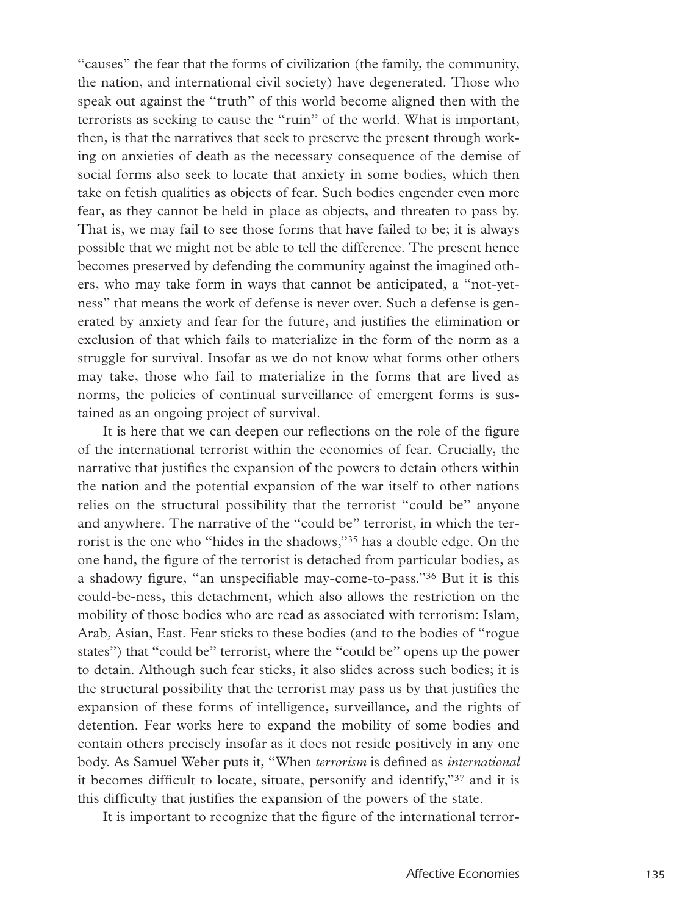"causes" the fear that the forms of civilization (the family, the community, the nation, and international civil society) have degenerated. Those who speak out against the "truth" of this world become aligned then with the terrorists as seeking to cause the "ruin" of the world. What is important, then, is that the narratives that seek to preserve the present through working on anxieties of death as the necessary consequence of the demise of social forms also seek to locate that anxiety in some bodies, which then take on fetish qualities as objects of fear. Such bodies engender even more fear, as they cannot be held in place as objects, and threaten to pass by. That is, we may fail to see those forms that have failed to be; it is always possible that we might not be able to tell the difference. The present hence becomes preserved by defending the community against the imagined others, who may take form in ways that cannot be anticipated, a "not-yetness" that means the work of defense is never over. Such a defense is generated by anxiety and fear for the future, and justifies the elimination or exclusion of that which fails to materialize in the form of the norm as a struggle for survival. Insofar as we do not know what forms other others may take, those who fail to materialize in the forms that are lived as norms, the policies of continual surveillance of emergent forms is sustained as an ongoing project of survival.

It is here that we can deepen our reflections on the role of the figure of the international terrorist within the economies of fear. Crucially, the narrative that justifies the expansion of the powers to detain others within the nation and the potential expansion of the war itself to other nations relies on the structural possibility that the terrorist "could be" anyone and anywhere. The narrative of the "could be" terrorist, in which the terrorist is the one who "hides in the shadows,"[35] has a double edge. On the one hand, the figure of the terrorist is detached from particular bodies, as a shadowy figure, "an unspecifiable may-come-to-pass."[36] But it is this could-be-ness, this detachment, which also allows the restriction on the mobility of those bodies who are read as associated with terrorism: Islam, Arab, Asian, East. Fear sticks to these bodies (and to the bodies of "rogue states") that "could be" terrorist, where the "could be" opens up the power to detain. Although such fear sticks, it also slides across such bodies; it is the structural possibility that the terrorist may pass us by that justifies the expansion of these forms of intelligence, surveillance, and the rights of detention. Fear works here to expand the mobility of some bodies and contain others precisely insofar as it does not reside positively in any one body. As Samuel Weber puts it, "When *terrorism* is defined as *international* it becomes difficult to locate, situate, personify and identify,"[37] and it is this difficulty that justifies the expansion of the powers of the state.

It is important to recognize that the figure of the international terror-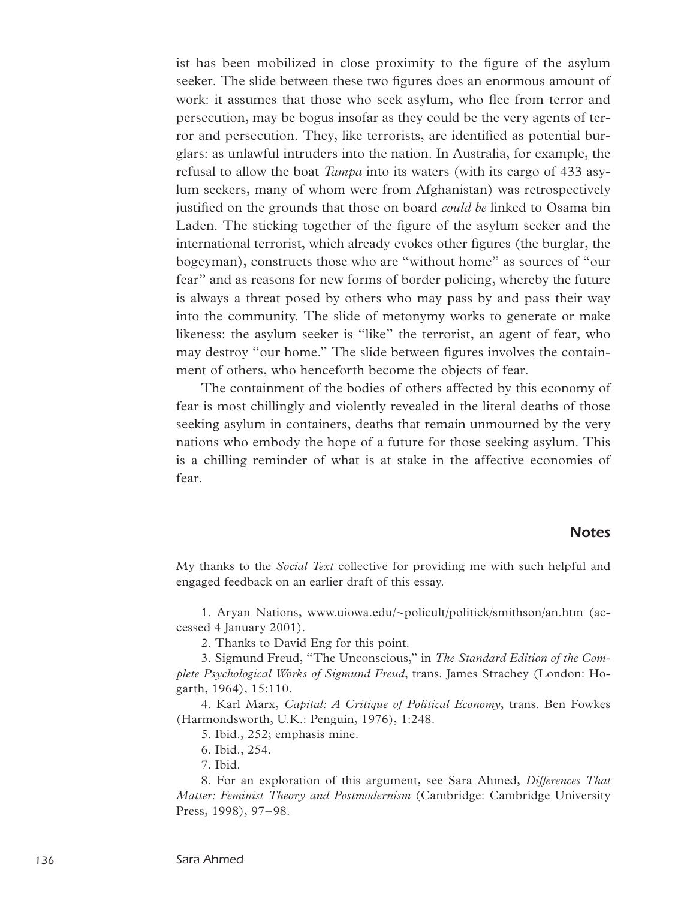ist has been mobilized in close proximity to the figure of the asylum seeker. The slide between these two figures does an enormous amount of work: it assumes that those who seek asylum, who flee from terror and persecution, may be bogus insofar as they could be the very agents of terror and persecution. They, like terrorists, are identified as potential burglars: as unlawful intruders into the nation. In Australia, for example, the refusal to allow the boat *Tampa* into its waters (with its cargo of 433 asylum seekers, many of whom were from Afghanistan) was retrospectively justified on the grounds that those on board *could be* linked to Osama bin Laden. The sticking together of the figure of the asylum seeker and the international terrorist, which already evokes other figures (the burglar, the bogeyman), constructs those who are "without home" as sources of "our fear" and as reasons for new forms of border policing, whereby the future is always a threat posed by others who may pass by and pass their way into the community. The slide of metonymy works to generate or make likeness: the asylum seeker is "like" the terrorist, an agent of fear, who may destroy "our home." The slide between figures involves the containment of others, who henceforth become the objects of fear.

The containment of the bodies of others affected by this economy of fear is most chillingly and violently revealed in the literal deaths of those seeking asylum in containers, deaths that remain unmourned by the very nations who embody the hope of a future for those seeking asylum. This is a chilling reminder of what is at stake in the affective economies of fear.

## Notes

My thanks to the *Social Text* collective for providing me with such helpful and engaged feedback on an earlier draft of this essay.

1. Aryan Nations, www.uiowa.edu/~policult/politick/smithson/an.htm (accessed 4 January 2001).
2. Thanks to David Eng for this point.
3. Sigmund Freud, "The Unconscious," in *The Standard Edition of the Complete Psychological Works of Sigmund Freud*, trans. James Strachey (London: Hogarth, 1964), 15:110.
4. Karl Marx, *Capital: A Critique of Political Economy*, trans. Ben Fowkes (Harmondsworth, U.K.: Penguin, 1976), 1:248.
5. Ibid., 252; emphasis mine.
6. Ibid., 254.
7. Ibid.
8. For an exploration of this argument, see Sara Ahmed, *Differences That Matter: Feminist Theory and Postmodernism* (Cambridge: Cambridge University Press, 1998), 97–98.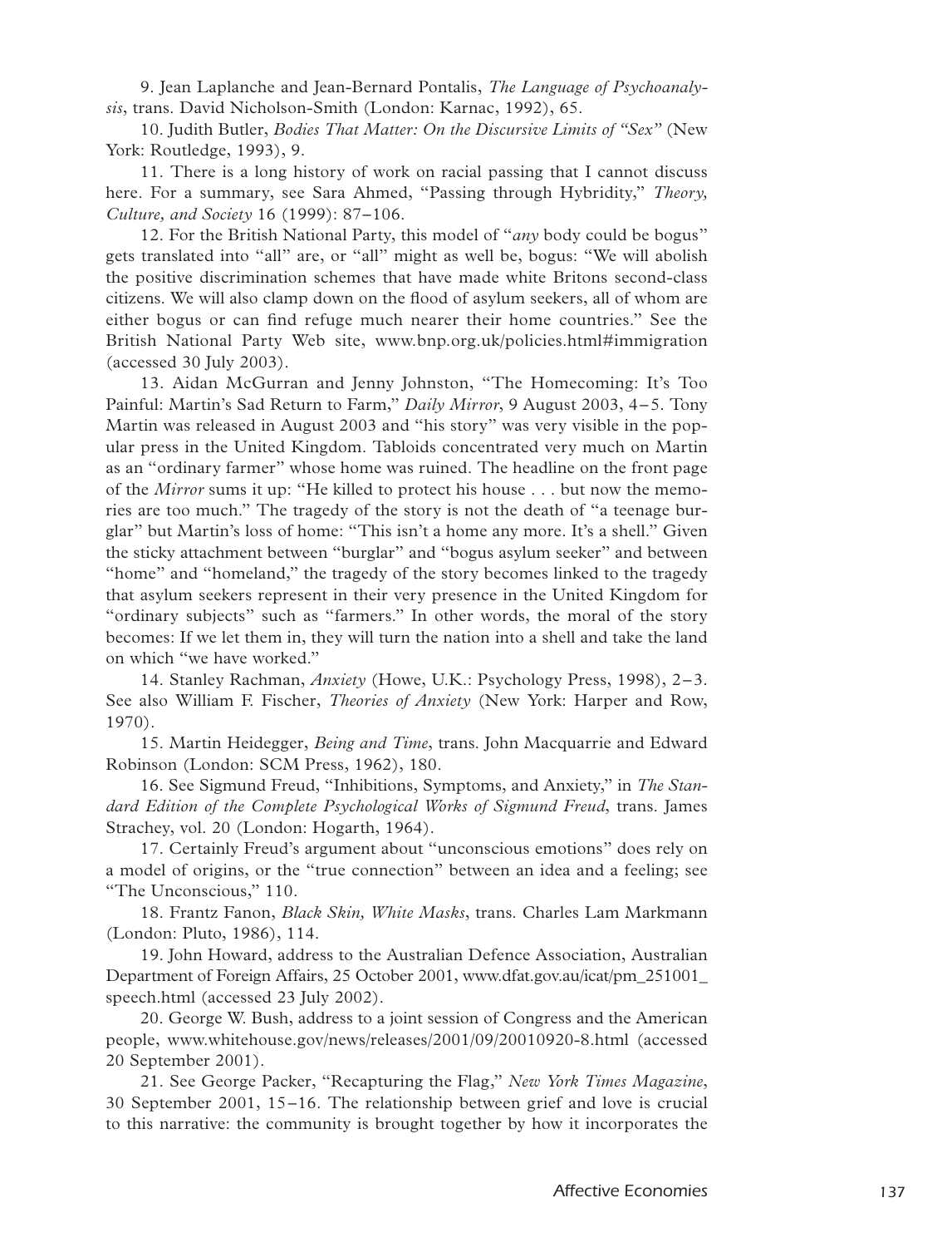9. Jean Laplanche and Jean-Bernard Pontalis, *The Language of Psychoanalysis*, trans. David Nicholson-Smith (London: Karnac, 1992), 65.

10. Judith Butler, *Bodies That Matter: On the Discursive Limits of "Sex"* (New York: Routledge, 1993), 9.

11. There is a long history of work on racial passing that I cannot discuss here. For a summary, see Sara Ahmed, "Passing through Hybridity," *Theory, Culture, and Society* 16 (1999): 87–106.

12. For the British National Party, this model of "*any* body could be bogus" gets translated into "all" are, or "all" might as well be, bogus: "We will abolish the positive discrimination schemes that have made white Britons second-class citizens. We will also clamp down on the flood of asylum seekers, all of whom are either bogus or can find refuge much nearer their home countries." See the British National Party Web site, www.bnp.org.uk/policies.html#immigration (accessed 30 July 2003).

13. Aidan McGurran and Jenny Johnston, "The Homecoming: It's Too Painful: Martin's Sad Return to Farm," *Daily Mirror*, 9 August 2003, 4–5. Tony Martin was released in August 2003 and "his story" was very visible in the popular press in the United Kingdom. Tabloids concentrated very much on Martin as an "ordinary farmer" whose home was ruined. The headline on the front page of the *Mirror* sums it up: "He killed to protect his house . . . but now the memories are too much." The tragedy of the story is not the death of "a teenage burglar" but Martin's loss of home: "This isn't a home any more. It's a shell." Given the sticky attachment between "burglar" and "bogus asylum seeker" and between "home" and "homeland," the tragedy of the story becomes linked to the tragedy that asylum seekers represent in their very presence in the United Kingdom for "ordinary subjects" such as "farmers." In other words, the moral of the story becomes: If we let them in, they will turn the nation into a shell and take the land on which "we have worked."

14. Stanley Rachman, *Anxiety* (Howe, U.K.: Psychology Press, 1998), 2–3. See also William F. Fischer, *Theories of Anxiety* (New York: Harper and Row, 1970).

15. Martin Heidegger, *Being and Time*, trans. John Macquarrie and Edward Robinson (London: SCM Press, 1962), 180.

16. See Sigmund Freud, "Inhibitions, Symptoms, and Anxiety," in *The Standard Edition of the Complete Psychological Works of Sigmund Freud*, trans. James Strachey, vol. 20 (London: Hogarth, 1964).

17. Certainly Freud's argument about "unconscious emotions" does rely on a model of origins, or the "true connection" between an idea and a feeling; see "The Unconscious," 110.

18. Frantz Fanon, *Black Skin, White Masks*, trans. Charles Lam Markmann (London: Pluto, 1986), 114.

19. John Howard, address to the Australian Defence Association, Australian Department of Foreign Affairs, 25 October 2001, www.dfat.gov.au/icat/pm_251001_speech.html (accessed 23 July 2002).

20. George W. Bush, address to a joint session of Congress and the American people, www.whitehouse.gov/news/releases/2001/09/20010920-8.html (accessed 20 September 2001).

21. See George Packer, "Recapturing the Flag," *New York Times Magazine*, 30 September 2001, 15–16. The relationship between grief and love is crucial to this narrative: the community is brought together by how it incorporates the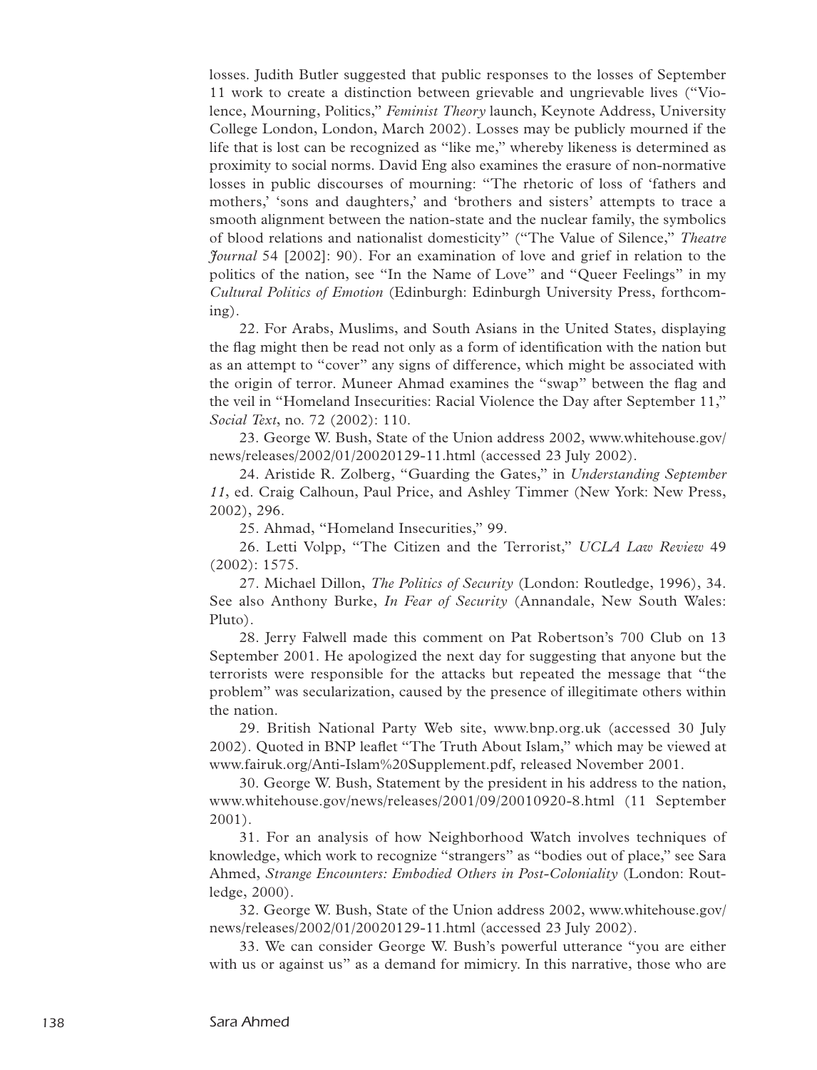losses. Judith Butler suggested that public responses to the losses of September 11 work to create a distinction between grievable and ungrievable lives ("Violence, Mourning, Politics," *Feminist Theory* launch, Keynote Address, University College London, London, March 2002). Losses may be publicly mourned if the life that is lost can be recognized as "like me," whereby likeness is determined as proximity to social norms. David Eng also examines the erasure of non-normative losses in public discourses of mourning: "The rhetoric of loss of 'fathers and mothers,' 'sons and daughters,' and 'brothers and sisters' attempts to trace a smooth alignment between the nation-state and the nuclear family, the symbolics of blood relations and nationalist domesticity" ("The Value of Silence," *Theatre Journal* 54 [2002]: 90). For an examination of love and grief in relation to the politics of the nation, see "In the Name of Love" and "Queer Feelings" in my *Cultural Politics of Emotion* (Edinburgh: Edinburgh University Press, forthcoming).

22. For Arabs, Muslims, and South Asians in the United States, displaying the flag might then be read not only as a form of identification with the nation but as an attempt to "cover" any signs of difference, which might be associated with the origin of terror. Muneer Ahmad examines the "swap" between the flag and the veil in "Homeland Insecurities: Racial Violence the Day after September 11," *Social Text*, no. 72 (2002): 110.

23. George W. Bush, State of the Union address 2002, www.whitehouse.gov/news/releases/2002/01/20020129-11.html (accessed 23 July 2002).

24. Aristide R. Zolberg, "Guarding the Gates," in *Understanding September 11*, ed. Craig Calhoun, Paul Price, and Ashley Timmer (New York: New Press, 2002), 296.

25. Ahmad, "Homeland Insecurities," 99.

26. Letti Volpp, "The Citizen and the Terrorist," *UCLA Law Review* 49 (2002): 1575.

27. Michael Dillon, *The Politics of Security* (London: Routledge, 1996), 34. See also Anthony Burke, *In Fear of Security* (Annandale, New South Wales: Pluto).

28. Jerry Falwell made this comment on Pat Robertson's 700 Club on 13 September 2001. He apologized the next day for suggesting that anyone but the terrorists were responsible for the attacks but repeated the message that "the problem" was secularization, caused by the presence of illegitimate others within the nation.

29. British National Party Web site, www.bnp.org.uk (accessed 30 July 2002). Quoted in BNP leaflet "The Truth About Islam," which may be viewed at www.fairuk.org/Anti-Islam%20Supplement.pdf, released November 2001.

30. George W. Bush, Statement by the president in his address to the nation, www.whitehouse.gov/news/releases/2001/09/20010920-8.html (11 September 2001).

31. For an analysis of how Neighborhood Watch involves techniques of knowledge, which work to recognize "strangers" as "bodies out of place," see Sara Ahmed, *Strange Encounters: Embodied Others in Post-Coloniality* (London: Routledge, 2000).

32. George W. Bush, State of the Union address 2002, www.whitehouse.gov/news/releases/2002/01/20020129-11.html (accessed 23 July 2002).

33. We can consider George W. Bush's powerful utterance "you are either with us or against us" as a demand for mimicry. In this narrative, those who are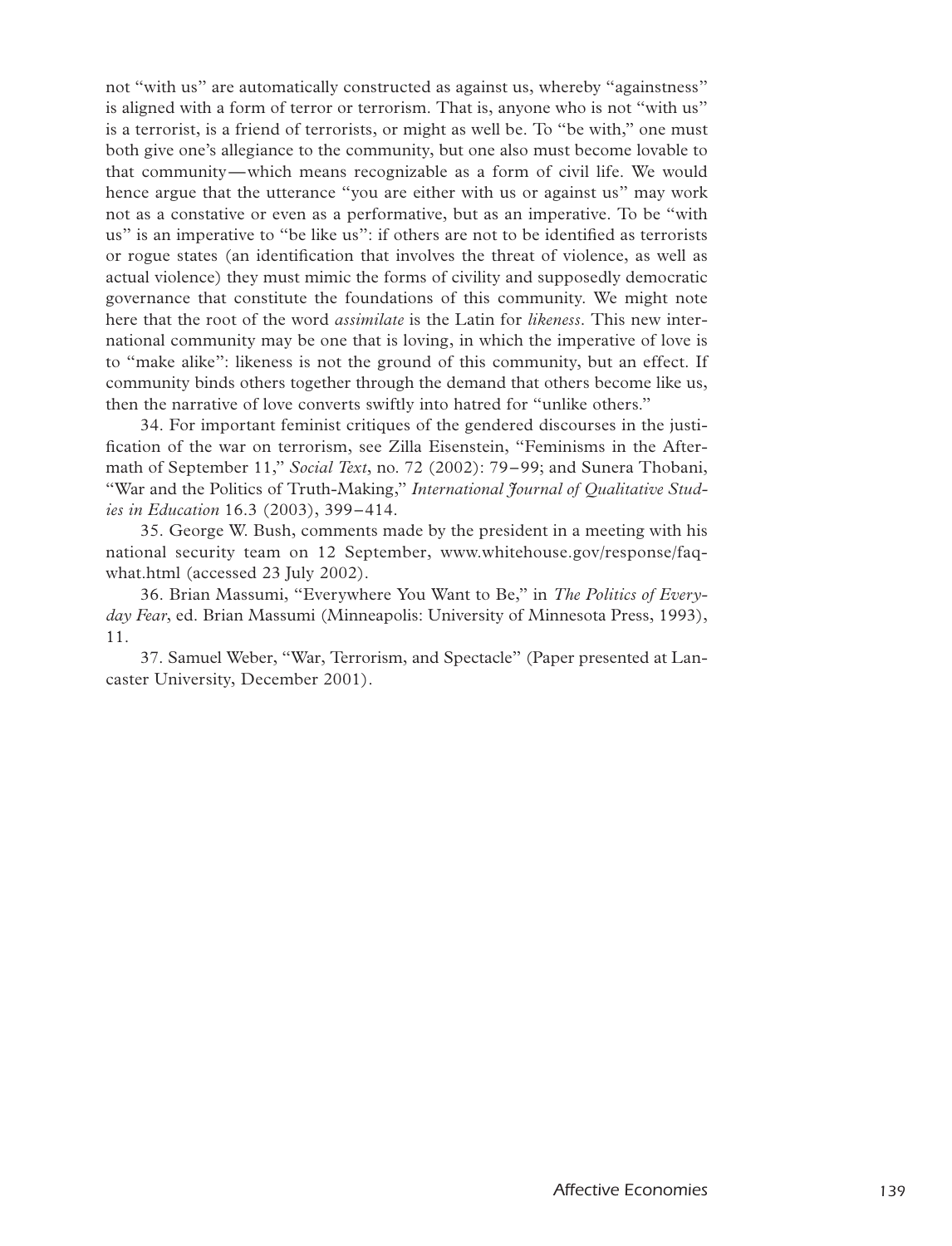not "with us" are automatically constructed as against us, whereby "againstness" is aligned with a form of terror or terrorism. That is, anyone who is not "with us" is a terrorist, is a friend of terrorists, or might as well be. To "be with," one must both give one's allegiance to the community, but one also must become lovable to that community—which means recognizable as a form of civil life. We would hence argue that the utterance "you are either with us or against us" may work not as a constative or even as a performative, but as an imperative. To be "with us" is an imperative to "be like us": if others are not to be identified as terrorists or rogue states (an identification that involves the threat of violence, as well as actual violence) they must mimic the forms of civility and supposedly democratic governance that constitute the foundations of this community. We might note here that the root of the word *assimilate* is the Latin for *likeness*. This new international community may be one that is loving, in which the imperative of love is to "make alike": likeness is not the ground of this community, but an effect. If community binds others together through the demand that others become like us, then the narrative of love converts swiftly into hatred for "unlike others."

34. For important feminist critiques of the gendered discourses in the justification of the war on terrorism, see Zilla Eisenstein, "Feminisms in the Aftermath of September 11," *Social Text*, no. 72 (2002): 79–99; and Sunera Thobani, "War and the Politics of Truth-Making," *International Journal of Qualitative Studies in Education* 16.3 (2003), 399–414.

35. George W. Bush, comments made by the president in a meeting with his national security team on 12 September, www.whitehouse.gov/response/faq-what.html (accessed 23 July 2002).

36. Brian Massumi, "Everywhere You Want to Be," in *The Politics of Everyday Fear*, ed. Brian Massumi (Minneapolis: University of Minnesota Press, 1993), 11.

37. Samuel Weber, "War, Terrorism, and Spectacle" (Paper presented at Lancaster University, December 2001).